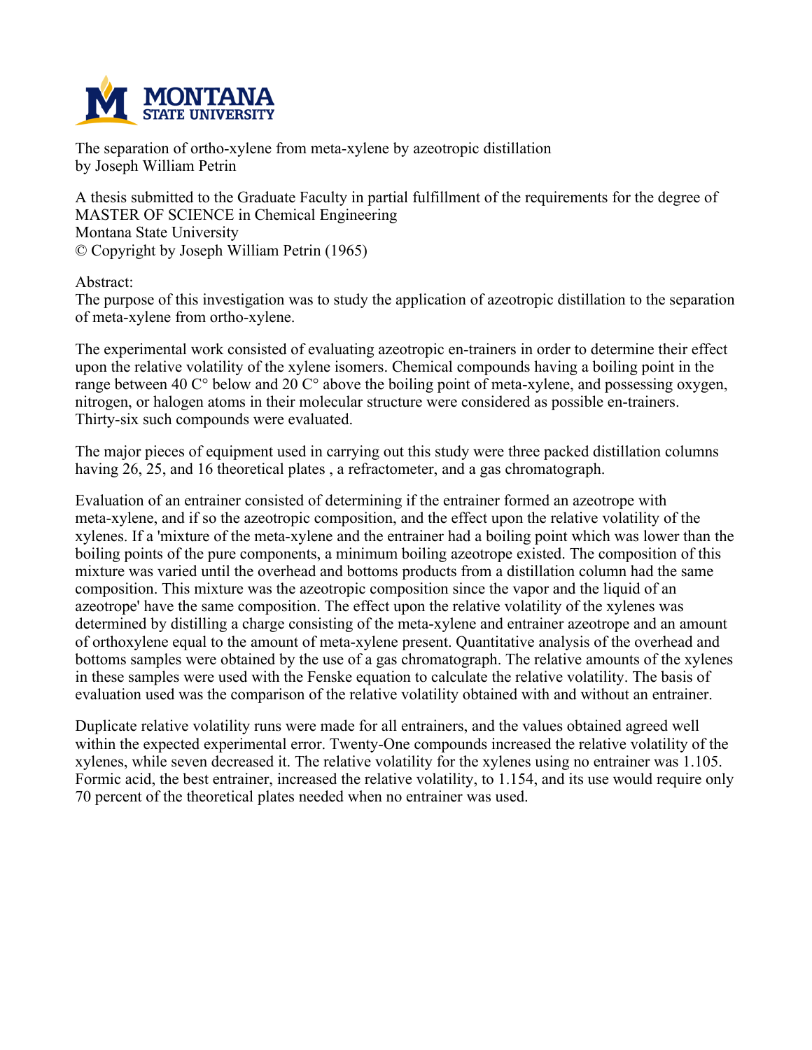The separation of ortho-xylene from meta-xylene by azeotropic distillation
by Joseph William Petrin

A thesis submitted to the Graduate Faculty in partial fulfillment of the requirements for the degree of MASTER OF SCIENCE in Chemical Engineering
Montana State University
© Copyright by Joseph William Petrin (1965)

Abstract:
The purpose of this investigation was to study the application of azeotropic distillation to the separation of meta-xylene from ortho-xylene.

The experimental work consisted of evaluating azeotropic en-trainers in order to determine their effect upon the relative volatility of the xylene isomers. Chemical compounds having a boiling point in the range between 40 C° below and 20 C° above the boiling point of meta-xylene, and possessing oxygen, nitrogen, or halogen atoms in their molecular structure were considered as possible en-trainers. Thirty-six such compounds were evaluated.

The major pieces of equipment used in carrying out this study were three packed distillation columns having 26, 25, and 16 theoretical plates , a refractometer, and a gas chromatograph.

Evaluation of an entrainer consisted of determining if the entrainer formed an azeotrope with meta-xylene, and if so the azeotropic composition, and the effect upon the relative volatility of the xylenes. If a 'mixture of the meta-xylene and the entrainer had a boiling point which was lower than the boiling points of the pure components, a minimum boiling azeotrope existed. The composition of this mixture was varied until the overhead and bottoms products from a distillation column had the same composition. This mixture was the azeotropic composition since the vapor and the liquid of an azeotrope' have the same composition. The effect upon the relative volatility of the xylenes was determined by distilling a charge consisting of the meta-xylene and entrainer azeotrope and an amount of orthoxylene equal to the amount of meta-xylene present. Quantitative analysis of the overhead and bottoms samples were obtained by the use of a gas chromatograph. The relative amounts of the xylenes in these samples were used with the Fenske equation to calculate the relative volatility. The basis of evaluation used was the comparison of the relative volatility obtained with and without an entrainer.

Duplicate relative volatility runs were made for all entrainers, and the values obtained agreed well within the expected experimental error. Twenty-One compounds increased the relative volatility of the xylenes, while seven decreased it. The relative volatility for the xylenes using no entrainer was 1.105. Formic acid, the best entrainer, increased the relative volatility, to 1.154, and its use would require only 70 percent of the theoretical plates needed when no entrainer was used.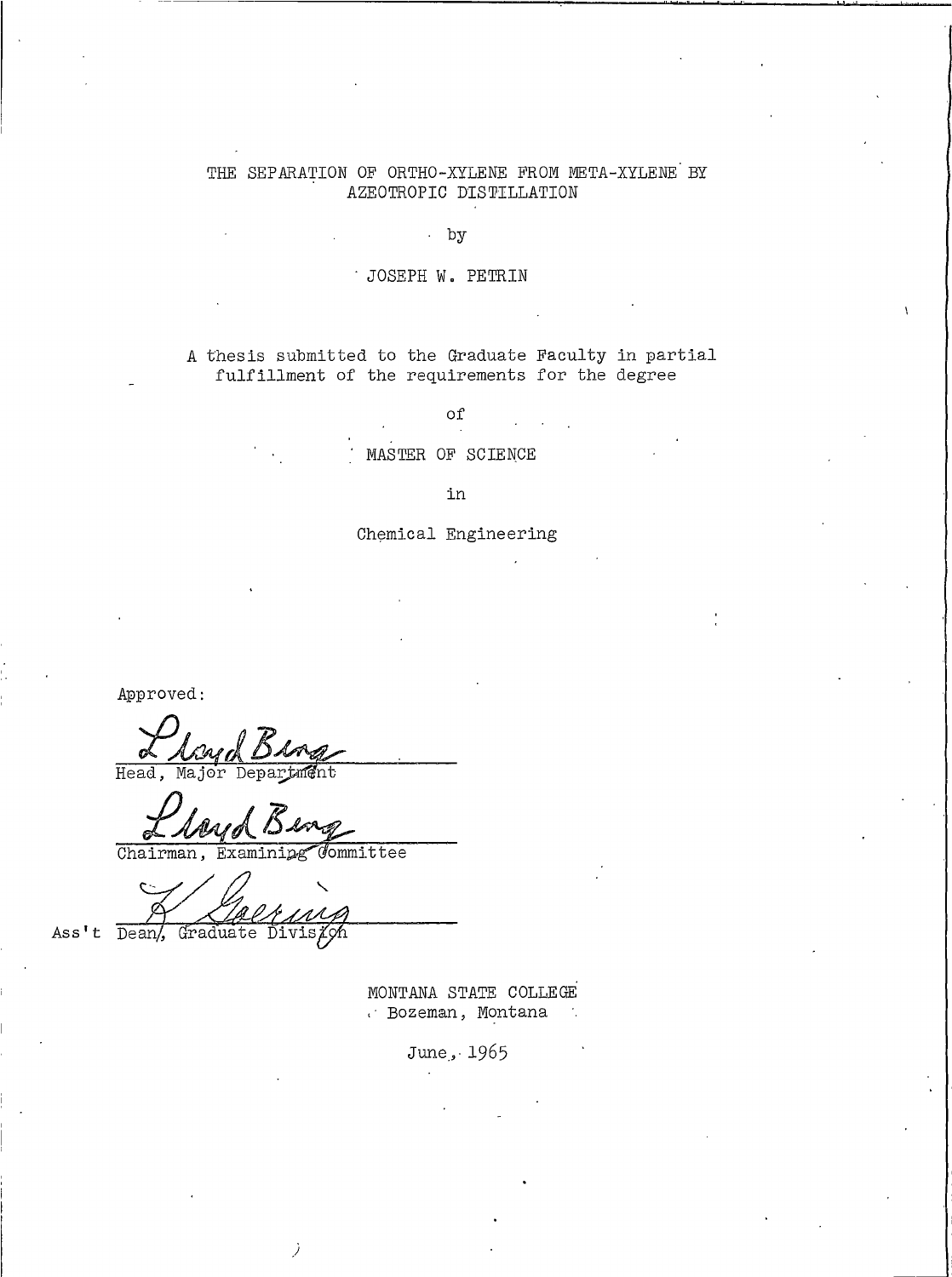# THE SEPARATION OF ORTHO-XYLENE FROM META-XYLENE BY AZEOTROPIC DISTILLATION

by

JOSEPH W. PETRIN

A thesis submitted to the Graduate Faculty in partial fulfillment of the requirements for the degree

of

MASTER OF SCIENCE

in

Chemical Engineering

Approved:

Lloyd Berg
Head, Major Department

Lloyd Berg
Chairman, Examining Committee

L. Goering
Ass't Dean, Graduate Division

MONTANA STATE COLLEGE
Bozeman, Montana

June, 1965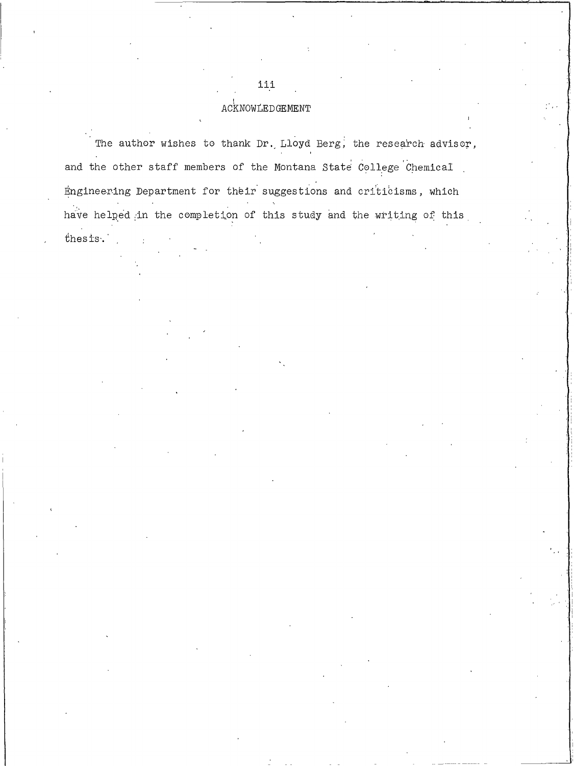## ACKNOWLEDGEMENT

The author wishes to thank Dr. Lloyd Berg, the research advisor, and the other staff members of the Montana State College Chemical Engineering Department for their suggestions and criticisms, which have helped in the completion of this study and the writing of this thesis.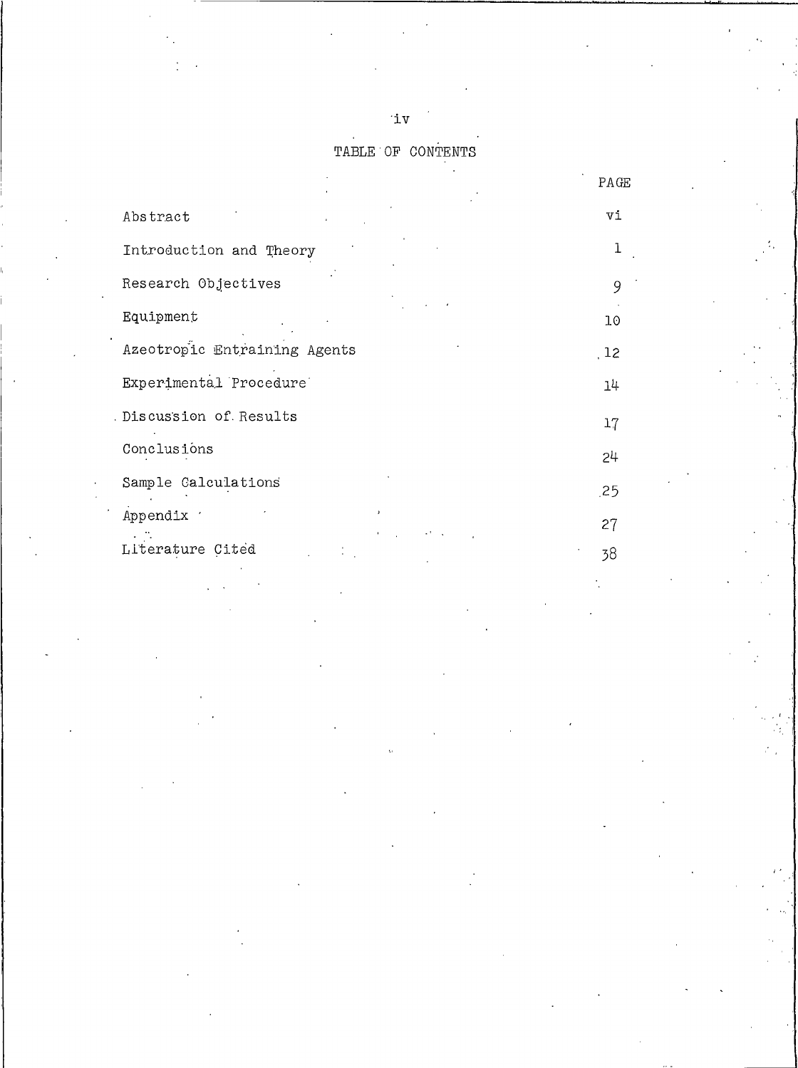# TABLE OF CONTENTS

| | PAGE |
|---|---|
| Abstract | vi |
| Introduction and Theory | 1 |
| Research Objectives | 9 |
| Equipment | 10 |
| Azeotropic Entraining Agents | 12 |
| Experimental Procedure | 14 |
| Discussion of Results | 17 |
| Conclusions | 24 |
| Sample Calculations | 25 |
| Appendix | 27 |
| Literature Cited | 38 |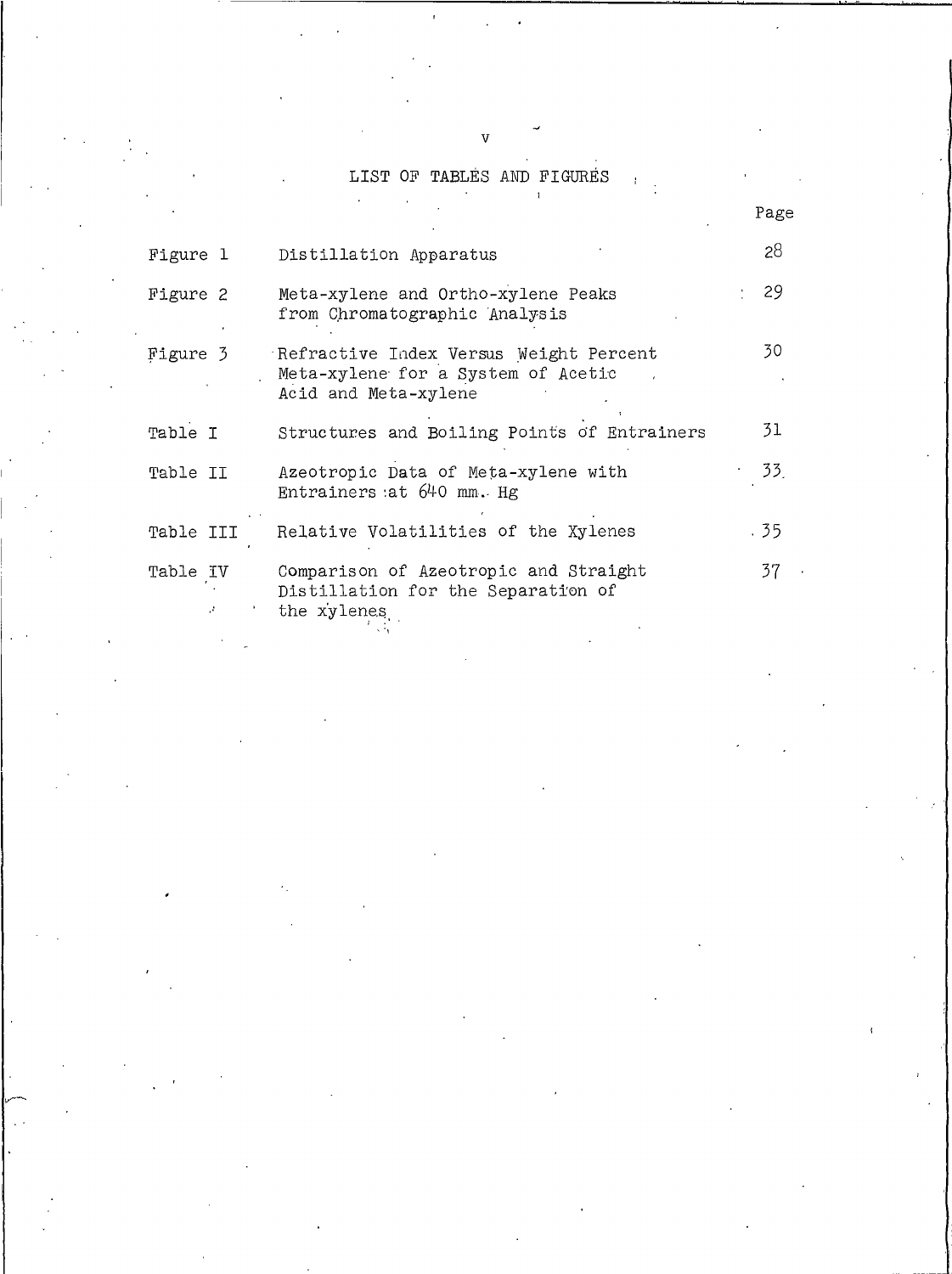# LIST OF TABLES AND FIGURES

| | | Page |
|---|---|---|
| Figure 1 | Distillation Apparatus | 28 |
| Figure 2 | Meta-xylene and Ortho-xylene Peaks from Chromatographic Analysis | 29 |
| Figure 3 | Refractive Index Versus Weight Percent Meta-xylene for a System of Acetic Acid and Meta-xylene | 30 |
| Table I | Structures and Boiling Points of Entrainers | 31 |
| Table II | Azeotropic Data of Meta-xylene with Entrainers at 640 mm. Hg | 33 |
| Table III | Relative Volatilities of the Xylenes | 35 |
| Table IV | Comparison of Azeotropic and Straight Distillation for the Separation of the xylenes | 37 |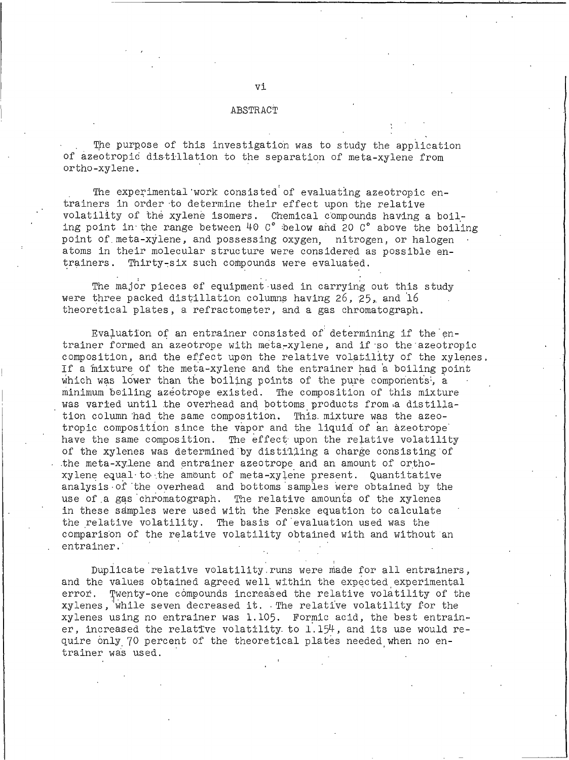## ABSTRACT

The purpose of this investigation was to study the application of azeotropic distillation to the separation of meta-xylene from ortho-xylene.

The experimental work consisted of evaluating azeotropic entrainers in order to determine their effect upon the relative volatility of the xylene isomers. Chemical compounds having a boiling point in the range between 40 C° below and 20 C° above the boiling point of meta-xylene, and possessing oxygen, nitrogen, or halogen atoms in their molecular structure were considered as possible entrainers. Thirty-six such compounds were evaluated.

The major pieces of equipment used in carrying out this study were three packed distillation columns having 26, 25, and 16 theoretical plates, a refractometer, and a gas chromatograph.

Evaluation of an entrainer consisted of determining if the entrainer formed an azeotrope with meta-xylene, and if so the azeotropic composition, and the effect upon the relative volatility of the xylenes. If a mixture of the meta-xylene and the entrainer had a boiling point which was lower than the boiling points of the pure components, a minimum boiling azeotrope existed. The composition of this mixture was varied until the overhead and bottoms products from a distillation column had the same composition. This mixture was the azeotropic composition since the vapor and the liquid of an azeotrope have the same composition. The effect upon the relative volatility of the xylenes was determined by distilling a charge consisting of the meta-xylene and entrainer azeotrope and an amount of ortho-xylene equal to the amount of meta-xylene present. Quantitative analysis of the overhead and bottoms samples were obtained by the use of a gas chromatograph. The relative amounts of the xylenes in these samples were used with the Fenske equation to calculate the relative volatility. The basis of evaluation used was the comparison of the relative volatility obtained with and without an entrainer.

Duplicate relative volatility runs were made for all entrainers, and the values obtained agreed well within the expected experimental error. Twenty-one compounds increased the relative volatility of the xylenes, while seven decreased it. The relative volatility for the xylenes using no entrainer was 1.105. Formic acid, the best entrainer, increased the relative volatility to 1.154, and its use would require only 70 percent of the theoretical plates needed when no entrainer was used.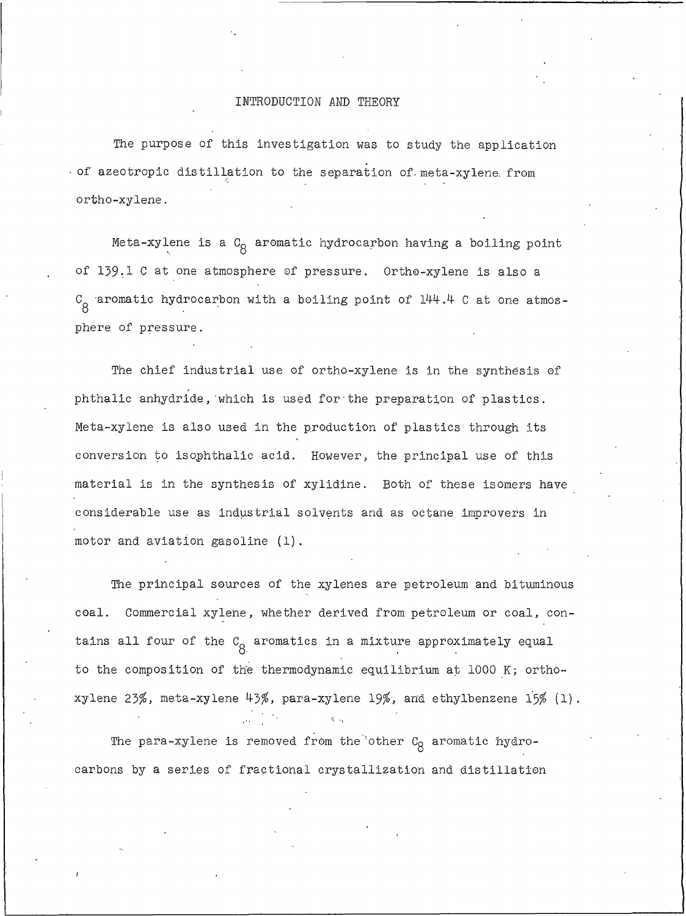# INTRODUCTION AND THEORY

The purpose of this investigation was to study the application of azeotropic distillation to the separation of meta-xylene from ortho-xylene.

Meta-xylene is a $C_8$ aromatic hydrocarbon having a boiling point of 139.1 C at one atmosphere of pressure. Ortho-xylene is also a $C_8$ aromatic hydrocarbon with a boiling point of 144.4 C at one atmosphere of pressure.

The chief industrial use of ortho-xylene is in the synthesis of phthalic anhydride, which is used for the preparation of plastics. Meta-xylene is also used in the production of plastics through its conversion to isophthalic acid. However, the principal use of this material is in the synthesis of xylidine. Both of these isomers have considerable use as industrial solvents and as octane improvers in motor and aviation gasoline (1).

The principal sources of the xylenes are petroleum and bituminous coal. Commercial xylene, whether derived from petroleum or coal, contains all four of the $C_8$ aromatics in a mixture approximately equal to the composition of the thermodynamic equilibrium at 1000 K; ortho-xylene 23%, meta-xylene 43%, para-xylene 19%, and ethylbenzene 15% (1).

The para-xylene is removed from the other $C_8$ aromatic hydrocarbons by a series of fractional crystallization and distillation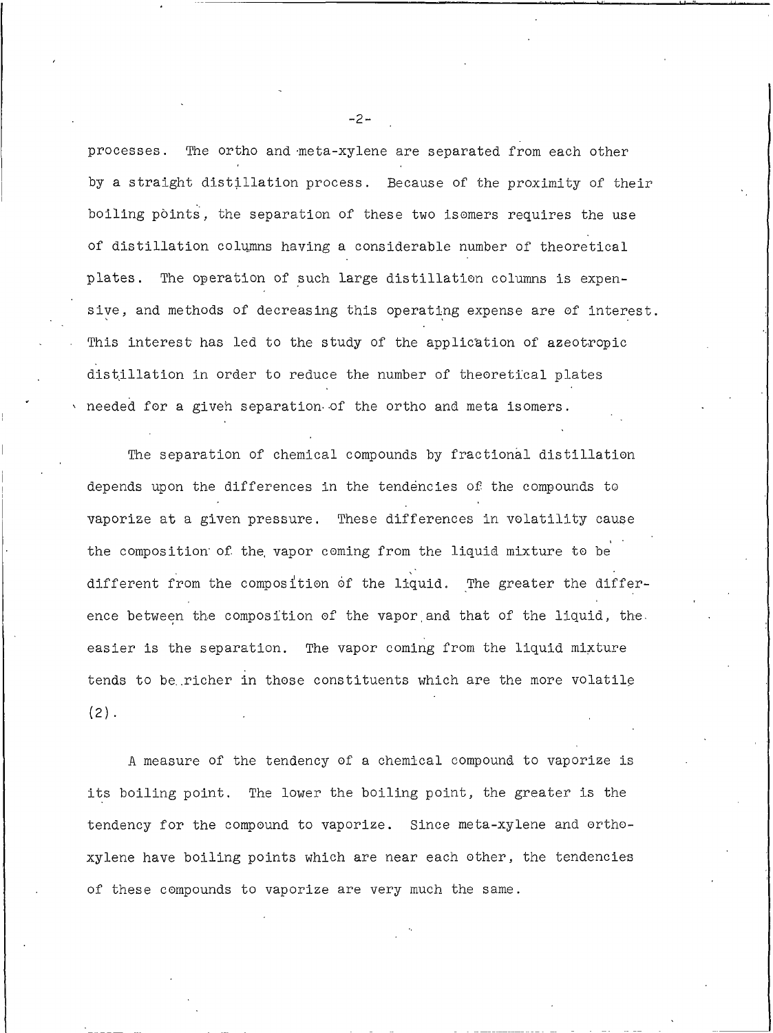processes. The ortho and meta-xylene are separated from each other by a straight distillation process. Because of the proximity of their boiling points, the separation of these two isomers requires the use of distillation columns having a considerable number of theoretical plates. The operation of such large distillation columns is expensive, and methods of decreasing this operating expense are of interest. This interest has led to the study of the application of azeotropic distillation in order to reduce the number of theoretical plates needed for a given separation of the ortho and meta isomers.

The separation of chemical compounds by fractional distillation depends upon the differences in the tendencies of the compounds to vaporize at a given pressure. These differences in volatility cause the composition of the vapor coming from the liquid mixture to be different from the composition of the liquid. The greater the difference between the composition of the vapor and that of the liquid, the easier is the separation. The vapor coming from the liquid mixture tends to be richer in those constituents which are the more volatile (2).

A measure of the tendency of a chemical compound to vaporize is its boiling point. The lower the boiling point, the greater is the tendency for the compound to vaporize. Since meta-xylene and ortho-xylene have boiling points which are near each other, the tendencies of these compounds to vaporize are very much the same.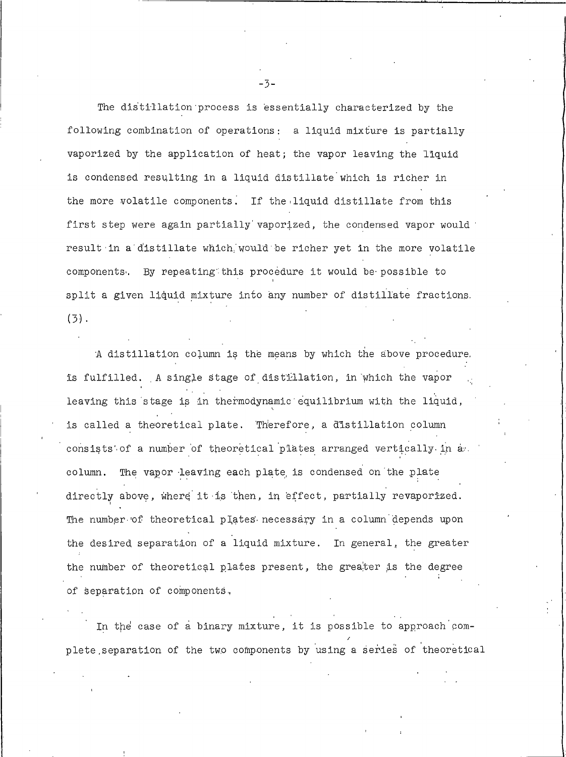The distillation process is essentially characterized by the following combination of operations: a liquid mixture is partially vaporized by the application of heat; the vapor leaving the liquid is condensed resulting in a liquid distillate which is richer in the more volatile components. If the liquid distillate from this first step were again partially vaporized, the condensed vapor would result in a distillate which would be richer yet in the more volatile components. By repeating this procedure it would be possible to split a given liquid mixture into any number of distillate fractions. (3).

A distillation column is the means by which the above procedure is fulfilled. A single stage of distillation, in which the vapor leaving this stage is in thermodynamic equilibrium with the liquid, is called a theoretical plate. Therefore, a distillation column consists of a number of theoretical plates arranged vertically in a column. The vapor leaving each plate is condensed on the plate directly above, where it is then, in effect, partially revaporized. The number of theoretical plates necessary in a column depends upon the desired separation of a liquid mixture. In general, the greater the number of theoretical plates present, the greater is the degree of separation of components.

In the case of a binary mixture, it is possible to approach complete separation of the two components by using a series of theoretical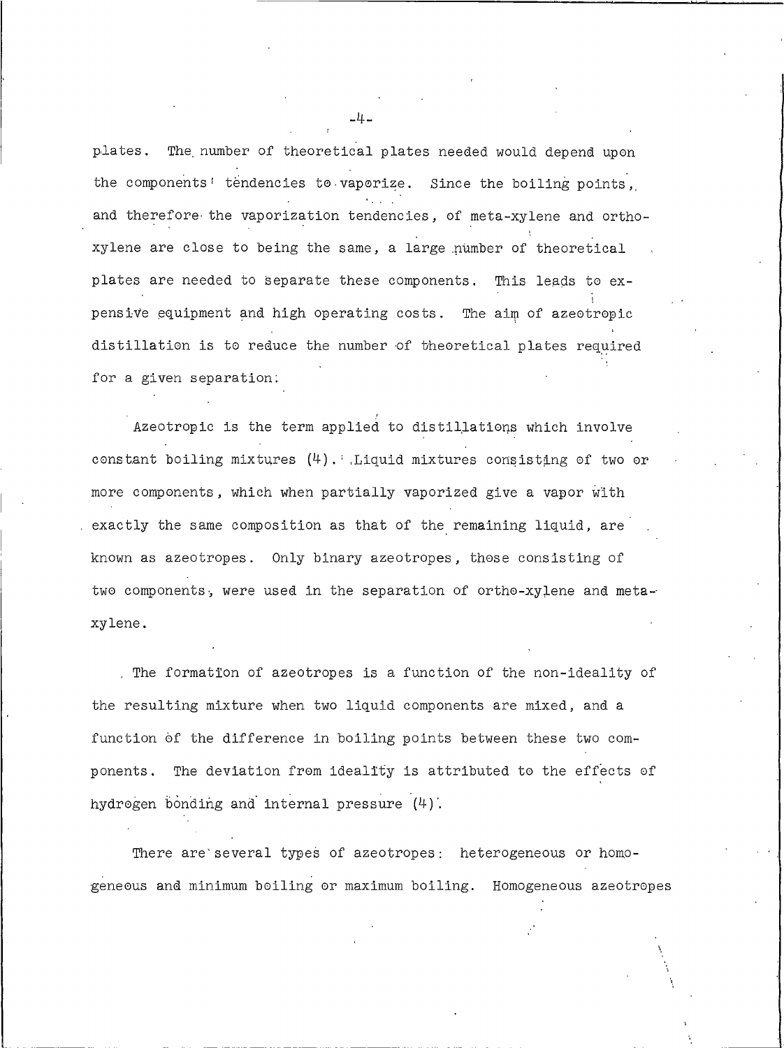plates. The number of theoretical plates needed would depend upon the components' tendencies to vaporize. Since the boiling points, and therefore the vaporization tendencies, of meta-xylene and ortho-xylene are close to being the same, a large number of theoretical plates are needed to separate these components. This leads to expensive equipment and high operating costs. The aim of azeotropic distillation is to reduce the number of theoretical plates required for a given separation.

Azeotropic is the term applied to distillations which involve constant boiling mixtures (4). Liquid mixtures consisting of two or more components, which when partially vaporized give a vapor with exactly the same composition as that of the remaining liquid, are known as azeotropes. Only binary azeotropes, those consisting of two components, were used in the separation of ortho-xylene and meta-xylene.

The formation of azeotropes is a function of the non-ideality of the resulting mixture when two liquid components are mixed, and a function of the difference in boiling points between these two components. The deviation from ideality is attributed to the effects of hydrogen bonding and internal pressure (4).

There are several types of azeotropes: heterogeneous or homogeneous and minimum boiling or maximum boiling. Homogeneous azeotropes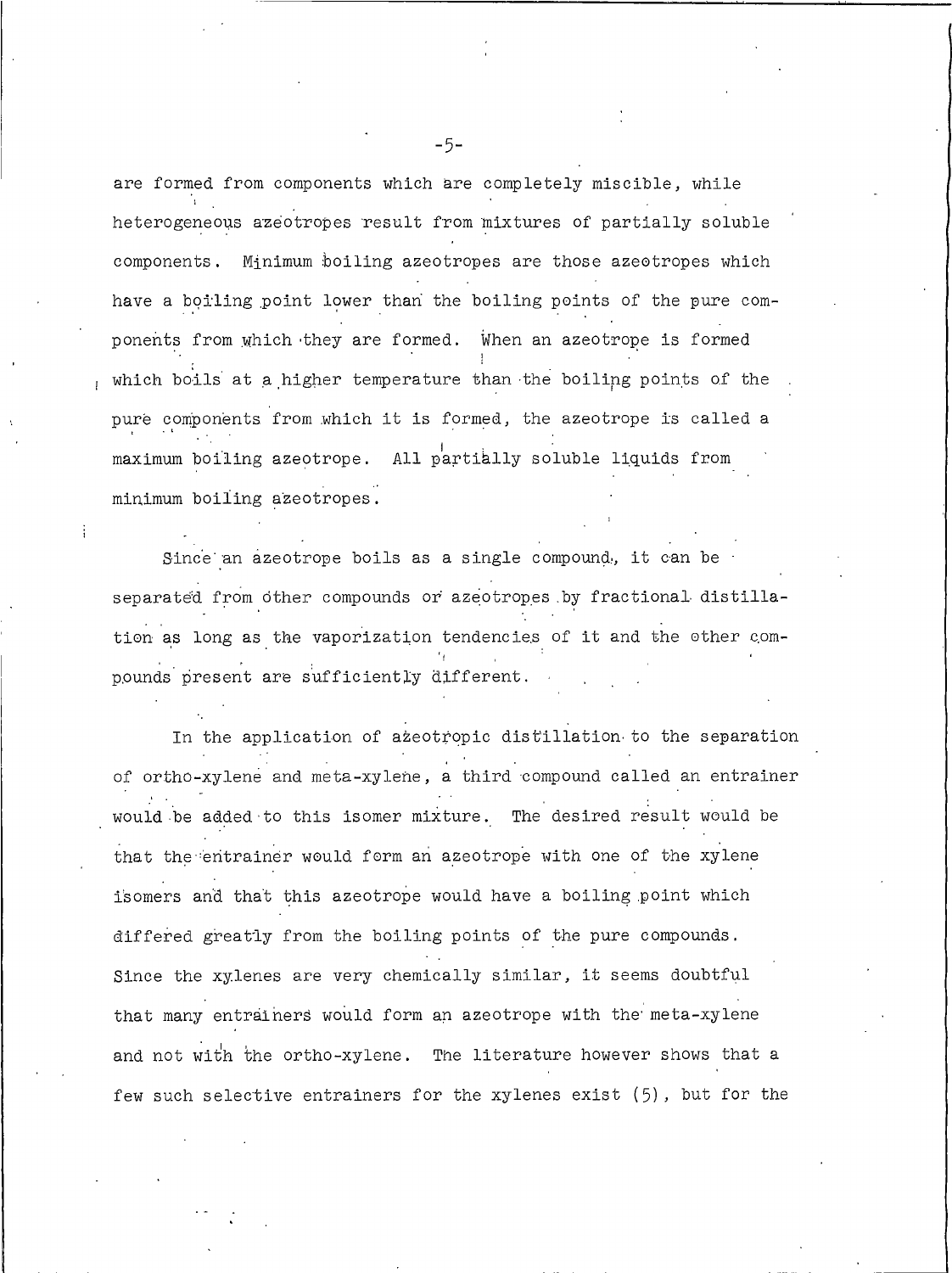are formed from components which are completely miscible, while heterogeneous azeotropes result from mixtures of partially soluble components. Minimum boiling azeotropes are those azeotropes which have a boiling point lower than the boiling points of the pure components from which they are formed. When an azeotrope is formed which boils at a higher temperature than the boiling points of the pure components from which it is formed, the azeotrope is called a maximum boiling azeotrope. All partially soluble liquids from minimum boiling azeotropes.

Since an azeotrope boils as a single compound, it can be separated from other compounds or azeotropes by fractional distillation as long as the vaporization tendencies of it and the other compounds present are sufficiently different.

In the application of azeotropic distillation to the separation of ortho-xylene and meta-xylene, a third compound called an entrainer would be added to this isomer mixture. The desired result would be that the entrainer would form an azeotrope with one of the xylene isomers and that this azeotrope would have a boiling point which differed greatly from the boiling points of the pure compounds. Since the xylenes are very chemically similar, it seems doubtful that many entrainers would form an azeotrope with the meta-xylene and not with the ortho-xylene. The literature however shows that a few such selective entrainers for the xylenes exist (5), but for the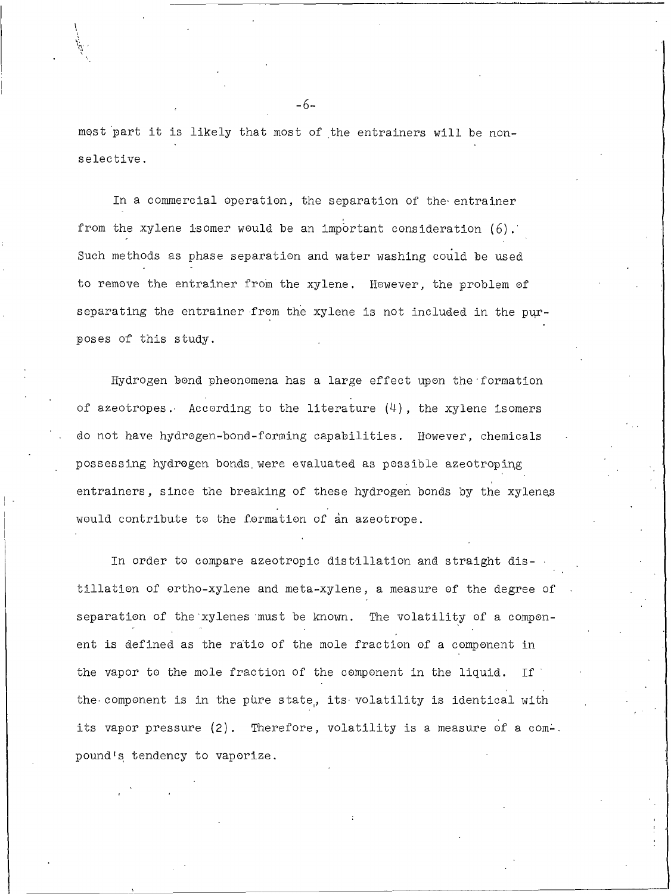most part it is likely that most of the entrainers will be non-selective.

In a commercial operation, the separation of the entrainer from the xylene isomer would be an important consideration (6). Such methods as phase separation and water washing could be used to remove the entrainer from the xylene. However, the problem of separating the entrainer from the xylene is not included in the purposes of this study.

Hydrogen bond pheonomena has a large effect upon the formation of azeotropes. According to the literature (4), the xylene isomers do not have hydrogen-bond-forming capabilities. However, chemicals possessing hydrogen bonds were evaluated as possible azeotroping entrainers, since the breaking of these hydrogen bonds by the xylenes would contribute to the formation of an azeotrope.

In order to compare azeotropic distillation and straight distillation of ortho-xylene and meta-xylene, a measure of the degree of separation of the xylenes must be known. The volatility of a component is defined as the ratio of the mole fraction of a component in the vapor to the mole fraction of the component in the liquid. If the component is in the pure state, its volatility is identical with its vapor pressure (2). Therefore, volatility is a measure of a compound's tendency to vaporize.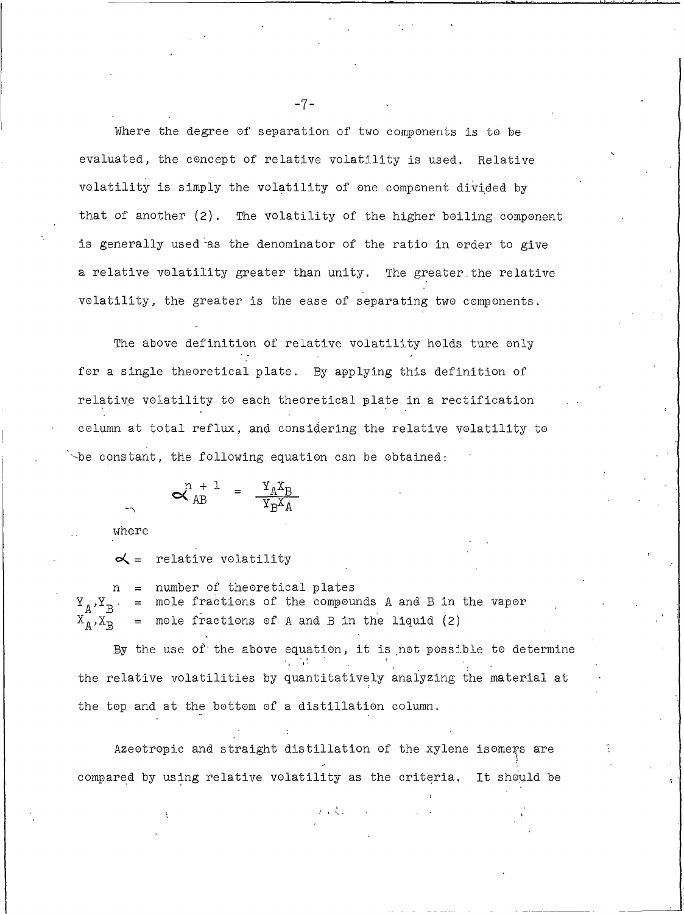Where the degree of separation of two components is to be evaluated, the concept of relative volatility is used. Relative volatility is simply the volatility of one component divided by that of another (2). The volatility of the higher boiling component is generally used as the denominator of the ratio in order to give a relative volatility greater than unity. The greater the relative volatility, the greater is the ease of separating two components.

The above definition of relative volatility holds ture only for a single theoretical plate. By applying this definition of relative volatility to each theoretical plate in a rectification column at total reflux, and considering the relative volatility to be constant, the following equation can be obtained:

$$\alpha_{AB}^{n+1} = \frac{Y_A X_B}{Y_B X_A}$$

where

$\alpha$ = relative volatility

$n$ = number of theoretical plates
$Y_A, Y_B$ = mole fractions of the compounds A and B in the vapor
$X_A, X_B$ = mole fractions of A and B in the liquid (2)

By the use of the above equation, it is not possible to determine the relative volatilities by quantitatively analyzing the material at the top and at the bottom of a distillation column.

Azeotropic and straight distillation of the xylene isomers are compared by using relative volatility as the criteria. It should be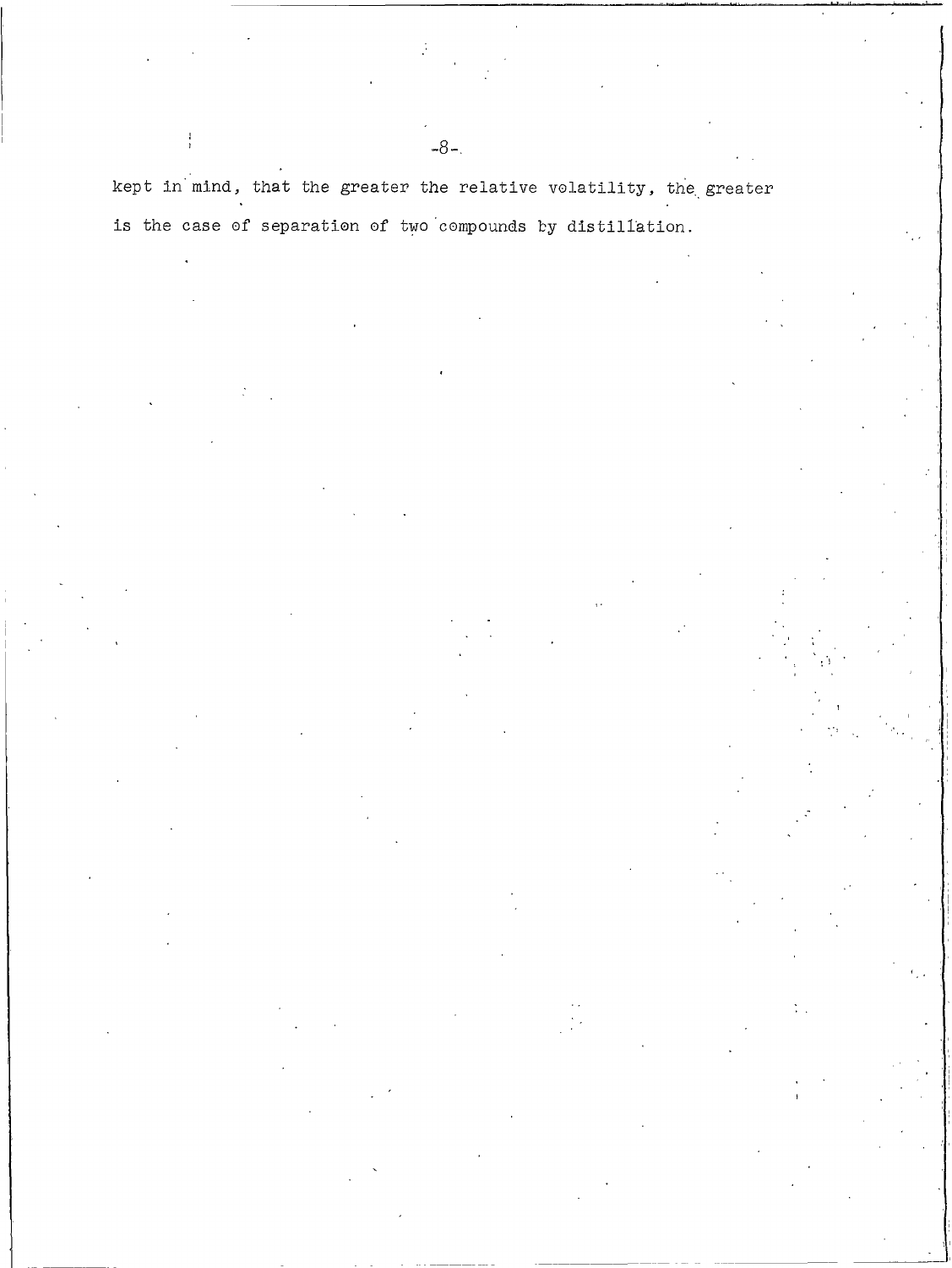kept in mind, that the greater the relative volatility, the greater is the case of separation of two compounds by distillation.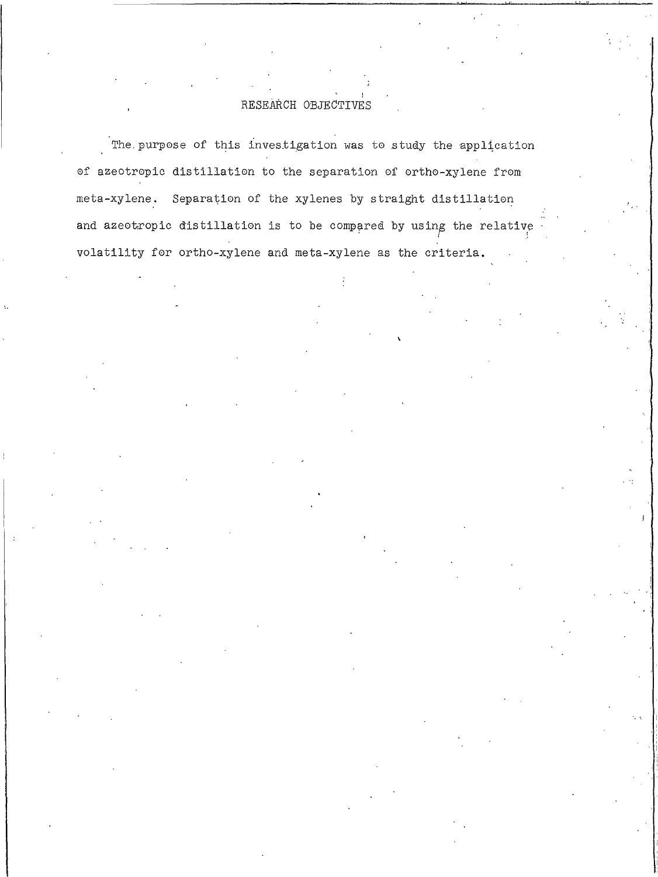# RESEARCH OBJECTIVES

The purpose of this investigation was to study the application of azeotropic distillation to the separation of ortho-xylene from meta-xylene. Separation of the xylenes by straight distillation and azeotropic distillation is to be compared by using the relative volatility for ortho-xylene and meta-xylene as the criteria.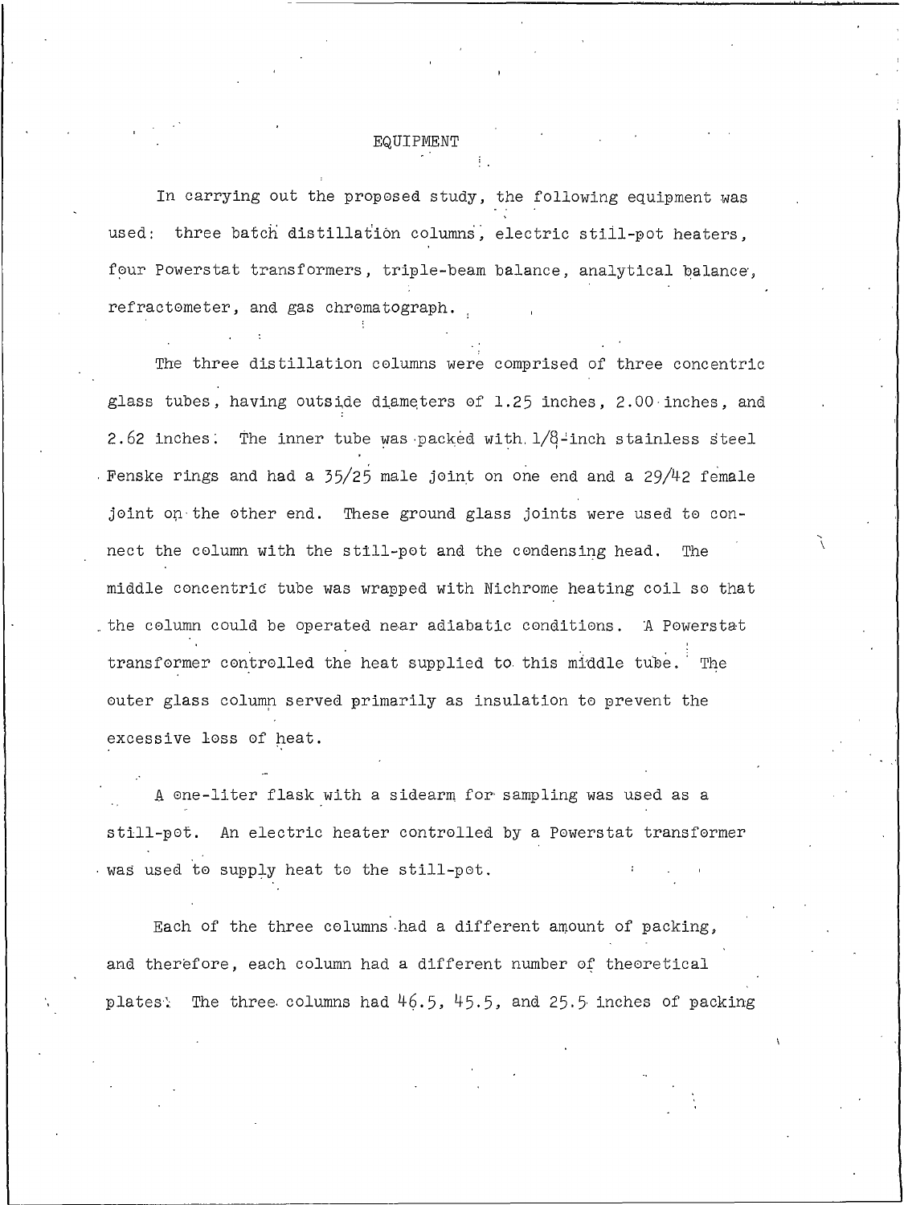# EQUIPMENT

In carrying out the proposed study, the following equipment was used: three batch distillation columns, electric still-pot heaters, four Powerstat transformers, triple-beam balance, analytical balance, refractometer, and gas chromatograph.

The three distillation columns were comprised of three concentric glass tubes, having outside diameters of 1.25 inches, 2.00 inches, and 2.62 inches. The inner tube was packed with 1/8-inch stainless steel Fenske rings and had a 35/25 male joint on one end and a 29/42 female joint on the other end. These ground glass joints were used to connect the column with the still-pot and the condensing head. The middle concentric tube was wrapped with Nichrome heating coil so that the column could be operated near adiabatic conditions. A Powerstat transformer controlled the heat supplied to this middle tube. The outer glass column served primarily as insulation to prevent the excessive loss of heat.

A one-liter flask with a sidearm for sampling was used as a still-pot. An electric heater controlled by a Powerstat transformer was used to supply heat to the still-pot.

Each of the three columns had a different amount of packing, and therefore, each column had a different number of theoretical plates. The three columns had 46.5, 45.5, and 25.5 inches of packing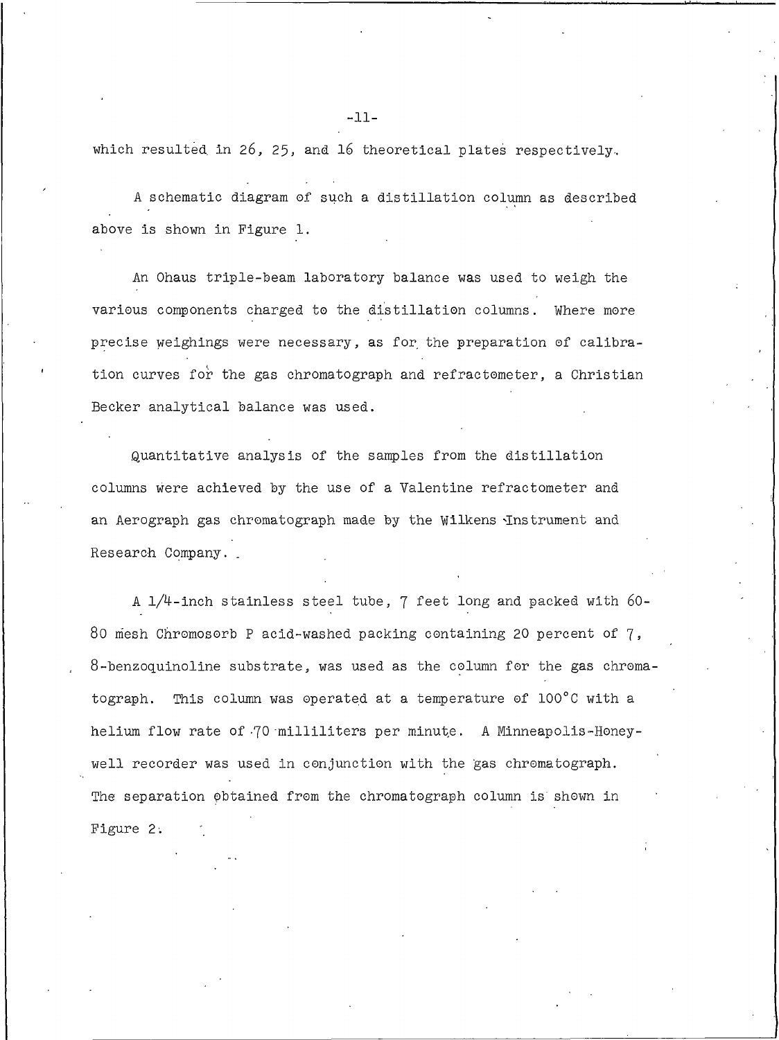which resulted in 26, 25, and 16 theoretical plates respectively.

A schematic diagram of such a distillation column as described above is shown in Figure 1.

An Ohaus triple-beam laboratory balance was used to weigh the various components charged to the distillation columns. Where more precise weighings were necessary, as for the preparation of calibration curves for the gas chromatograph and refractometer, a Christian Becker analytical balance was used.

Quantitative analysis of the samples from the distillation columns were achieved by the use of a Valentine refractometer and an Aerograph gas chromatograph made by the Wilkens Instrument and Research Company.

A 1/4-inch stainless steel tube, 7 feet long and packed with 60-80 mesh Chromosorb P acid-washed packing containing 20 percent of 7, 8-benzoquinoline substrate, was used as the column for the gas chromatograph. This column was operated at a temperature of 100°C with a helium flow rate of 70 milliliters per minute. A Minneapolis-Honeywell recorder was used in conjunction with the gas chromatograph. The separation obtained from the chromatograph column is shown in Figure 2.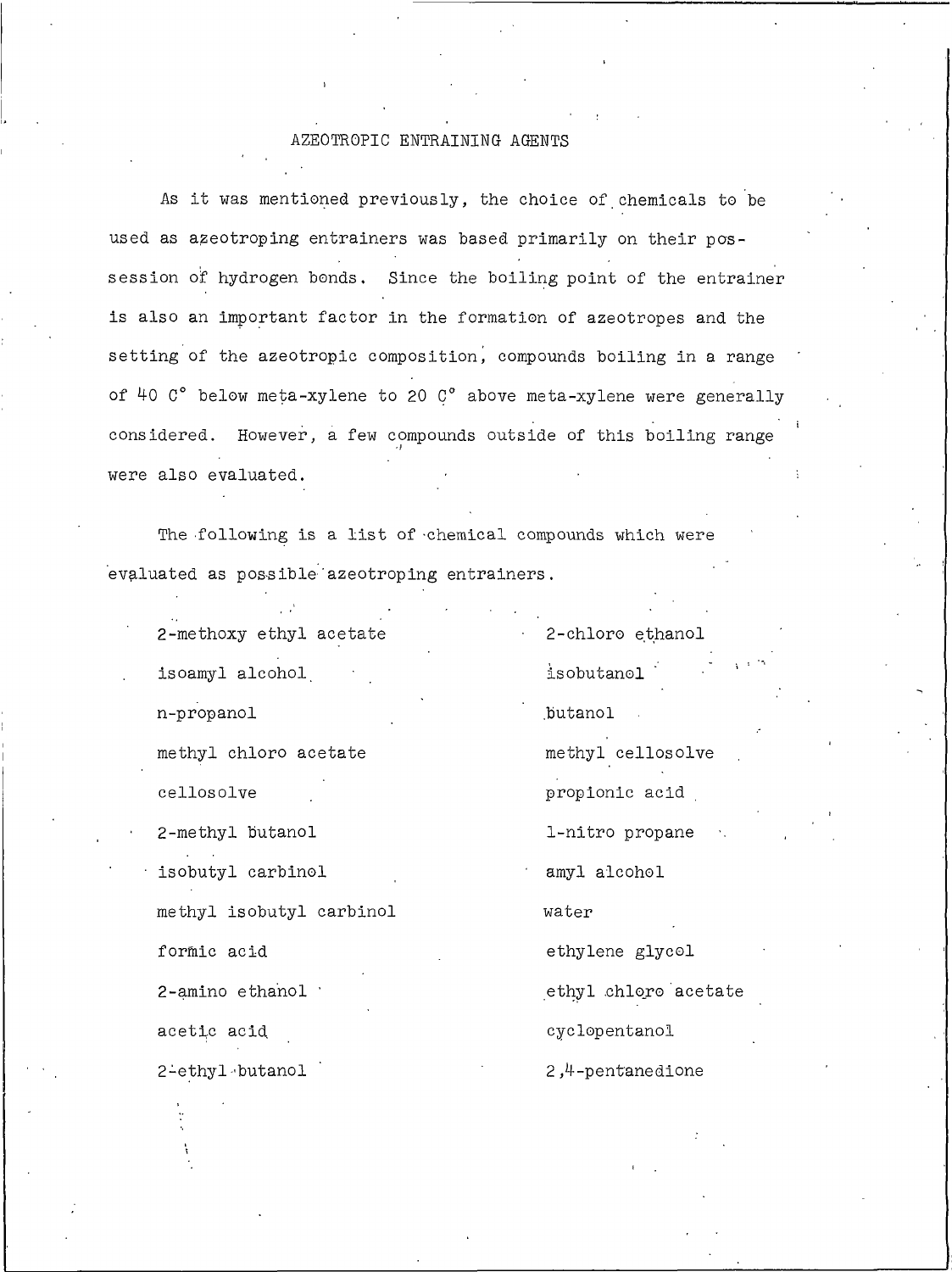# AZEOTROPIC ENTRAINING AGENTS

As it was mentioned previously, the choice of chemicals to be used as azeotroping entrainers was based primarily on their possession of hydrogen bonds. Since the boiling point of the entrainer is also an important factor in the formation of azeotropes and the setting of the azeotropic composition, compounds boiling in a range of 40 C° below meta-xylene to 20 C° above meta-xylene were generally considered. However, a few compounds outside of this boiling range were also evaluated.

The following is a list of chemical compounds which were evaluated as possible azeotroping entrainers.

- 2-methoxy ethyl acetate
- isoamyl alcohol
- n-propanol
- methyl chloro acetate
- cellosolve
- 2-methyl butanol
- isobutyl carbinol
- methyl isobutyl carbinol
- formic acid
- 2-amino ethanol
- acetic acid
- 2-ethyl butanol
- 2-chloro ethanol
- isobutanol
- butanol
- methyl cellosolve
- propionic acid
- 1-nitro propane
- amyl alcohol
- water
- ethylene glycol
- ethyl chloro acetate
- cyclopentanol
- 2,4-pentanedione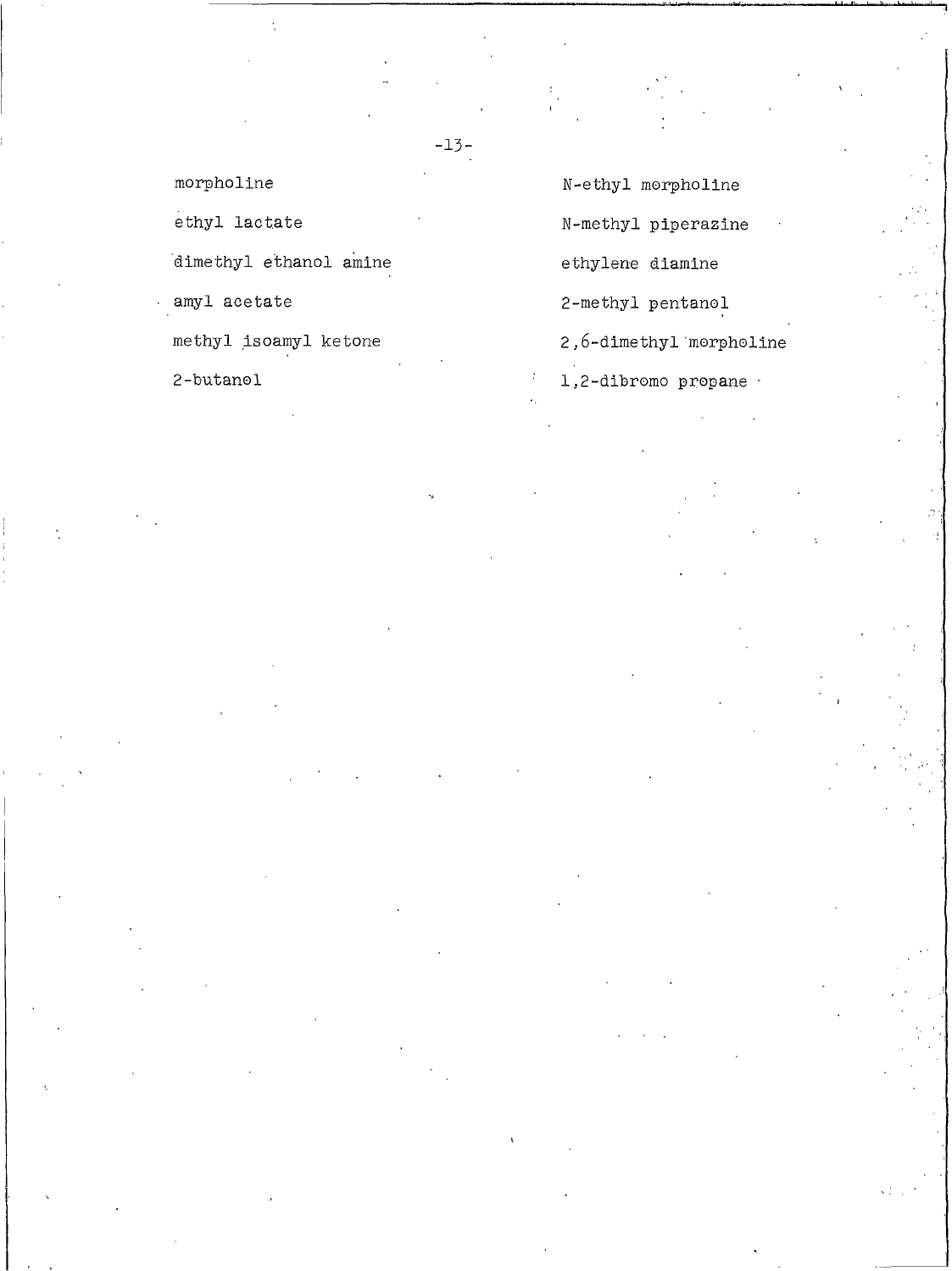morpholine

ethyl lactate

dimethyl ethanol amine

amyl acetate

methyl isoamyl ketone

2-butanol

N-ethyl morpholine

N-methyl piperazine

ethylene diamine

2-methyl pentanol

2,6-dimethyl morpholine

1,2-dibromo propane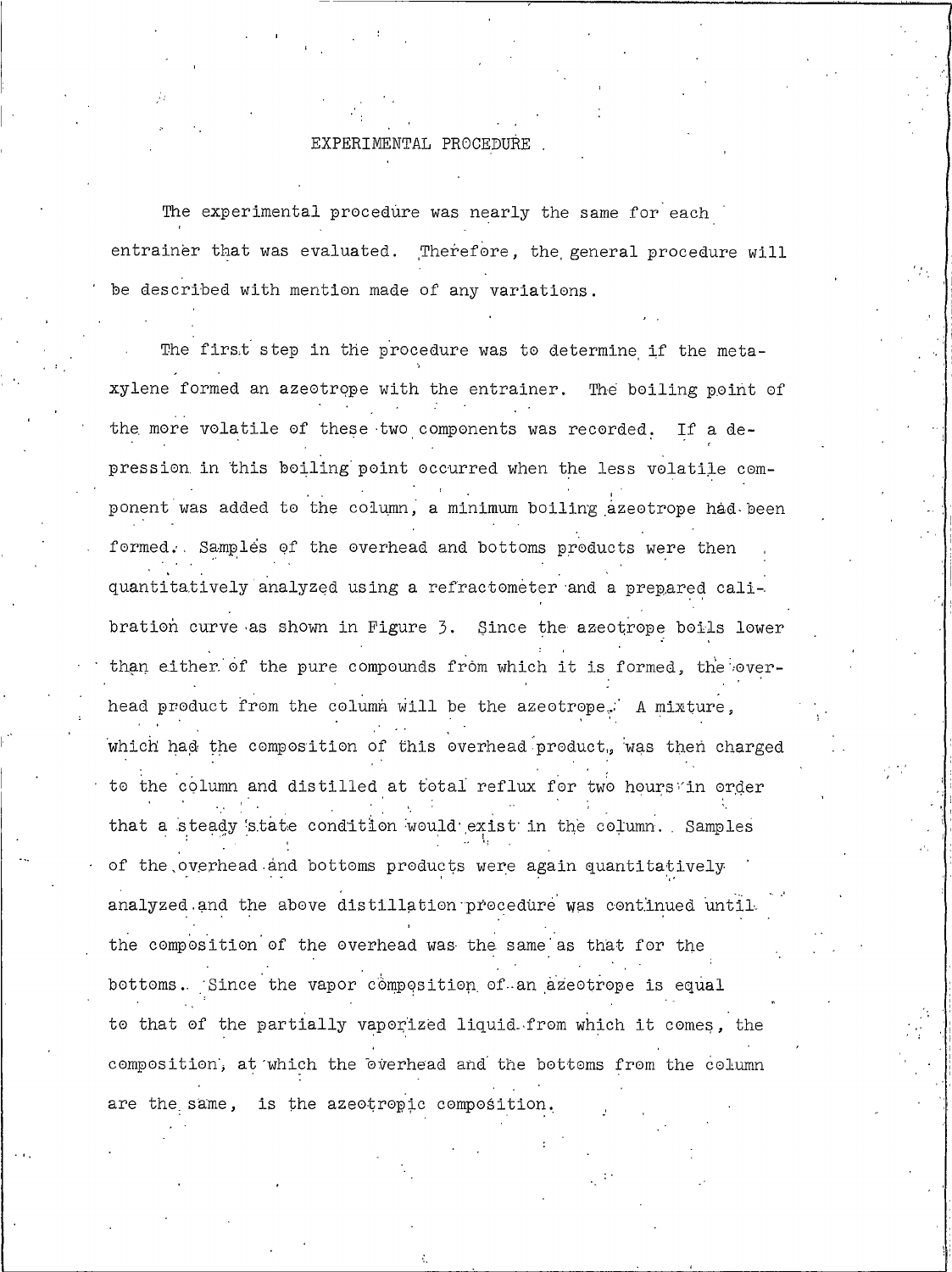# EXPERIMENTAL PROCEDURE

The experimental procedure was nearly the same for each entrainer that was evaluated. Therefore, the general procedure will be described with mention made of any variations.

The first step in the procedure was to determine if the meta-xylene formed an azeotrope with the entrainer. The boiling point of the more volatile of these two components was recorded. If a depression in this boiling point occurred when the less volatile component was added to the column, a minimum boiling azeotrope had been formed. Samples of the overhead and bottoms products were then quantitatively analyzed using a refractometer and a prepared calibration curve as shown in Figure 3. Since the azeotrope boils lower than either of the pure compounds from which it is formed, the overhead product from the column will be the azeotrope. A mixture, which had the composition of this overhead product, was then charged to the column and distilled at total reflux for two hours in order that a steady state condition would exist in the column. Samples of the overhead and bottoms products were again quantitatively analyzed and the above distillation procedure was continued until the composition of the overhead was the same as that for the bottoms. Since the vapor composition of an azeotrope is equal to that of the partially vaporized liquid from which it comes, the composition, at which the overhead and the bottoms from the column are the same, is the azeotropic composition.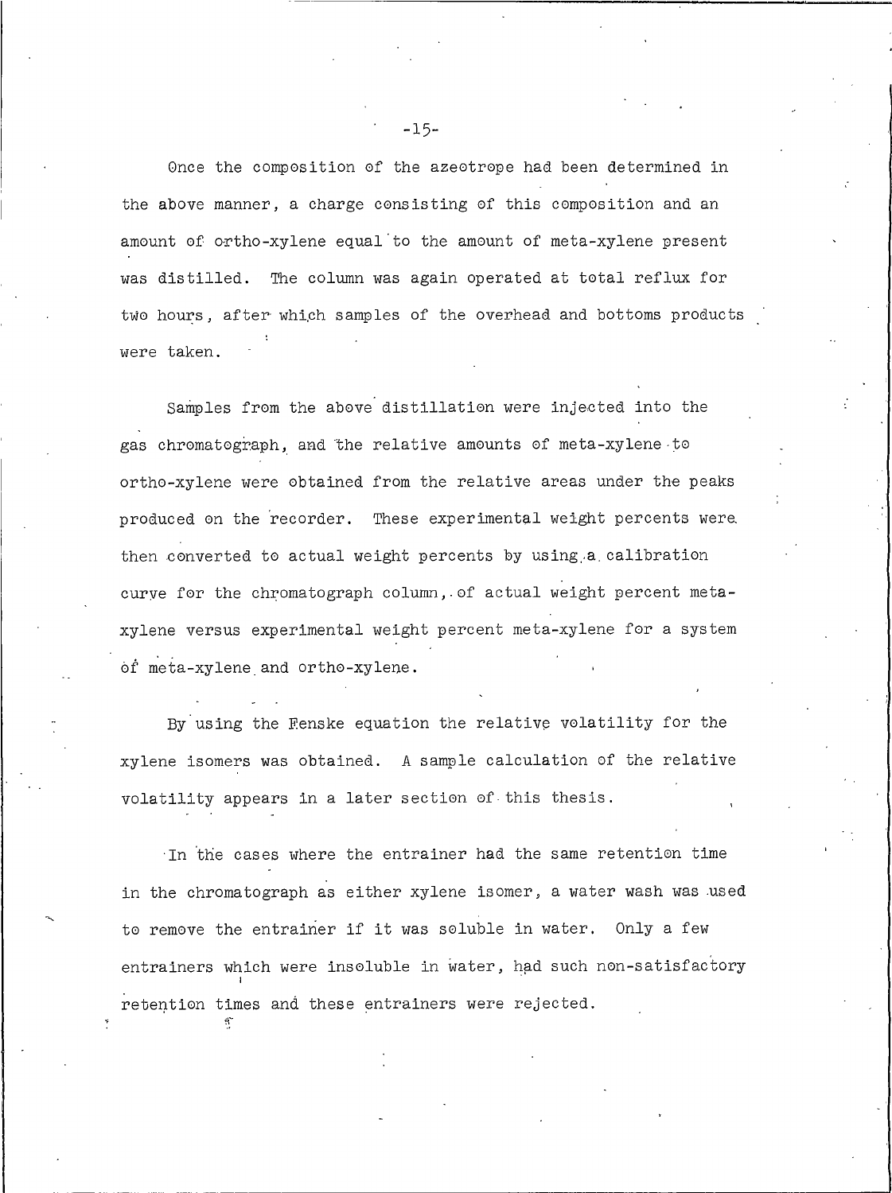Once the composition of the azeotrope had been determined in the above manner, a charge consisting of this composition and an amount of ortho-xylene equal to the amount of meta-xylene present was distilled. The column was again operated at total reflux for two hours, after which samples of the overhead and bottoms products were taken.

Samples from the above distillation were injected into the gas chromatograph, and the relative amounts of meta-xylene to ortho-xylene were obtained from the relative areas under the peaks produced on the recorder. These experimental weight percents were then converted to actual weight percents by using a calibration curve for the chromatograph column, of actual weight percent meta-xylene versus experimental weight percent meta-xylene for a system of meta-xylene and ortho-xylene.

By using the Fenske equation the relative volatility for the xylene isomers was obtained. A sample calculation of the relative volatility appears in a later section of this thesis.

In the cases where the entrainer had the same retention time in the chromatograph as either xylene isomer, a water wash was used to remove the entrainer if it was soluble in water. Only a few entrainers which were insoluble in water, had such non-satisfactory retention times and these entrainers were rejected.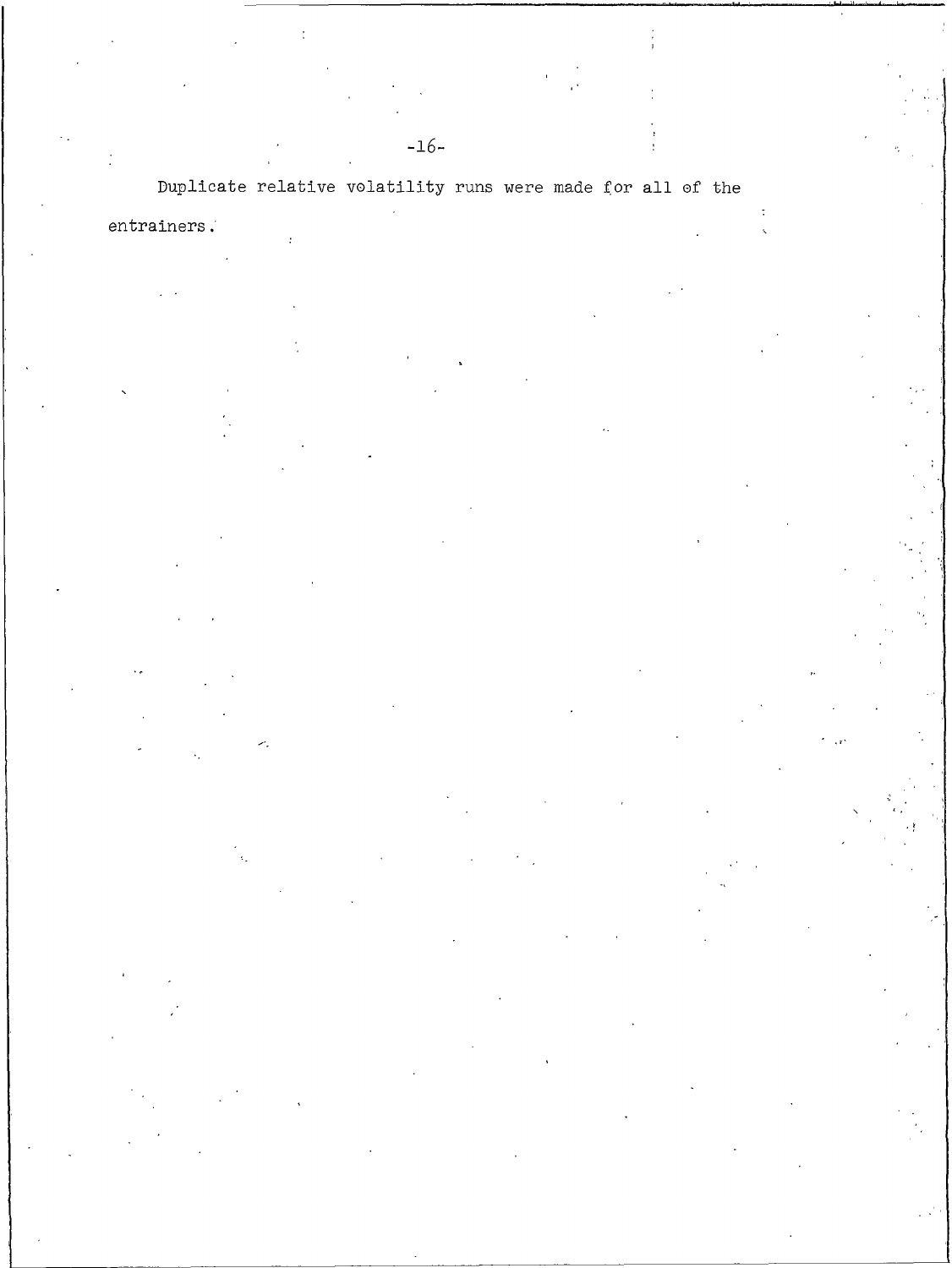Duplicate relative volatility runs were made for all of the entrainers.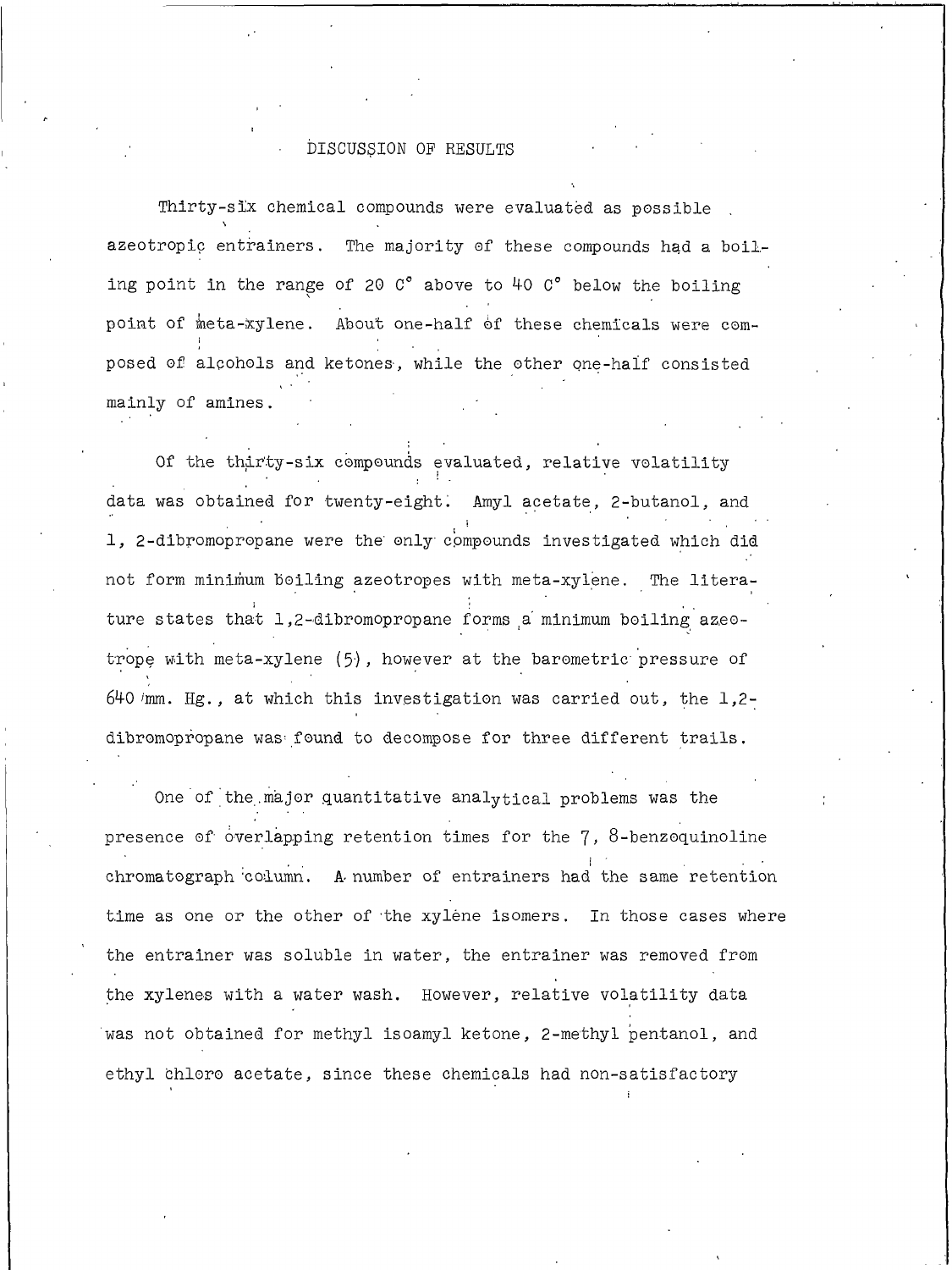# DISCUSSION OF RESULTS

Thirty-six chemical compounds were evaluated as possible azeotropic entrainers. The majority of these compounds had a boiling point in the range of 20 C° above to 40 C° below the boiling point of meta-xylene. About one-half of these chemicals were composed of alcohols and ketones, while the other one-half consisted mainly of amines.

Of the thirty-six compounds evaluated, relative volatility data was obtained for twenty-eight. Amyl acetate, 2-butanol, and 1, 2-dibromopropane were the only compounds investigated which did not form minimum boiling azeotropes with meta-xylene. The literature states that 1,2-dibromopropane forms a minimum boiling azeotrope with meta-xylene (5), however at the barometric pressure of 640 mm. Hg., at which this investigation was carried out, the 1,2-dibromopropane was found to decompose for three different trails.

One of the major quantitative analytical problems was the presence of overlapping retention times for the 7, 8-benzoquinoline chromatograph column. A number of entrainers had the same retention time as one or the other of the xylene isomers. In those cases where the entrainer was soluble in water, the entrainer was removed from the xylenes with a water wash. However, relative volatility data was not obtained for methyl isoamyl ketone, 2-methyl pentanol, and ethyl chloro acetate, since these chemicals had non-satisfactory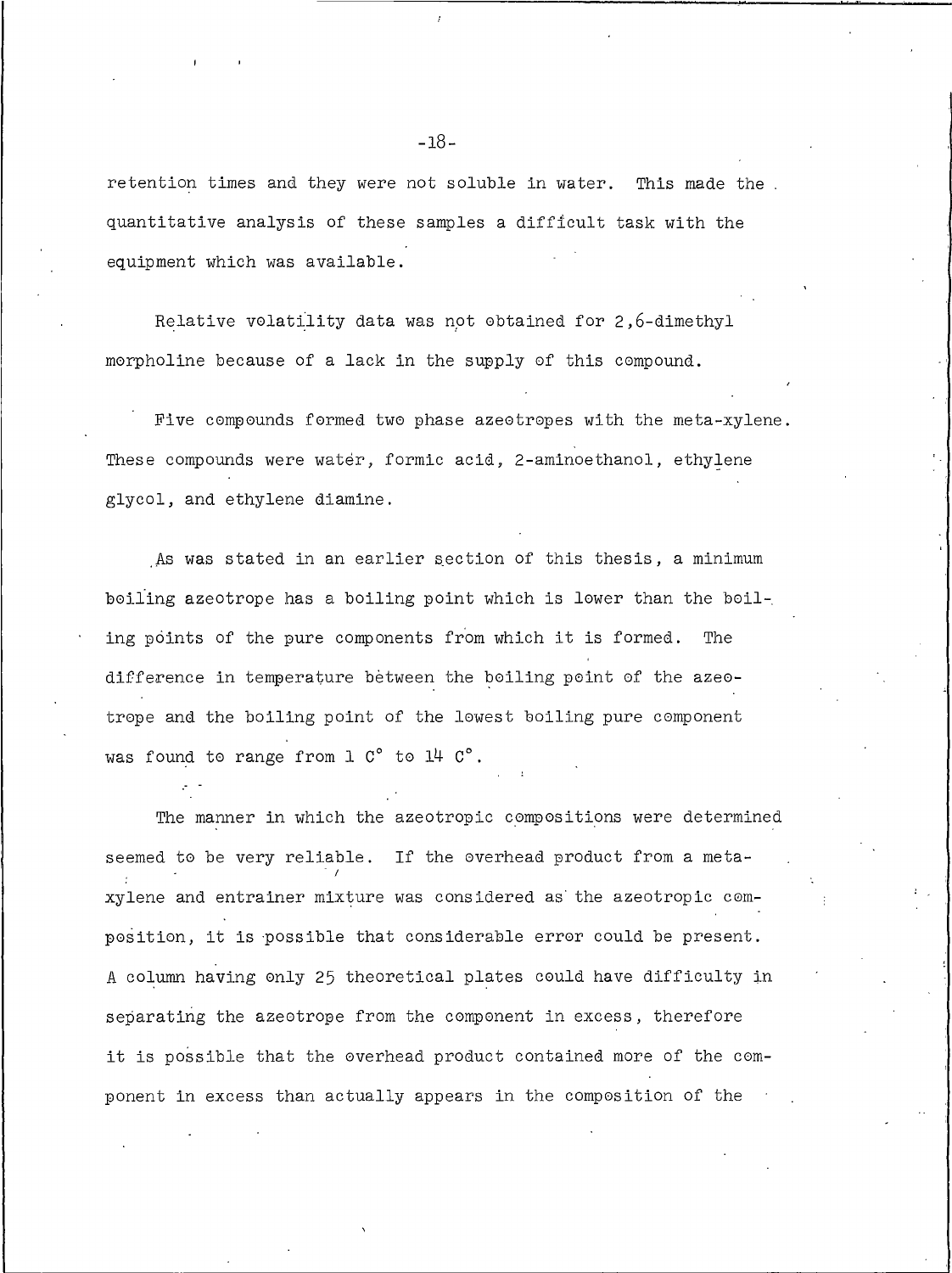retention times and they were not soluble in water. This made the quantitative analysis of these samples a difficult task with the equipment which was available.

Relative volatility data was not obtained for 2,6-dimethyl morpholine because of a lack in the supply of this compound.

Five compounds formed two phase azeotropes with the meta-xylene. These compounds were water, formic acid, 2-aminoethanol, ethylene glycol, and ethylene diamine.

As was stated in an earlier section of this thesis, a minimum boiling azeotrope has a boiling point which is lower than the boiling points of the pure components from which it is formed. The difference in temperature between the boiling point of the azeotrope and the boiling point of the lowest boiling pure component was found to range from 1 C° to 14 C°.

The manner in which the azeotropic compositions were determined seemed to be very reliable. If the overhead product from a meta-xylene and entrainer mixture was considered as the azeotropic composition, it is possible that considerable error could be present. A column having only 25 theoretical plates could have difficulty in separating the azeotrope from the component in excess, therefore it is possible that the overhead product contained more of the component in excess than actually appears in the composition of the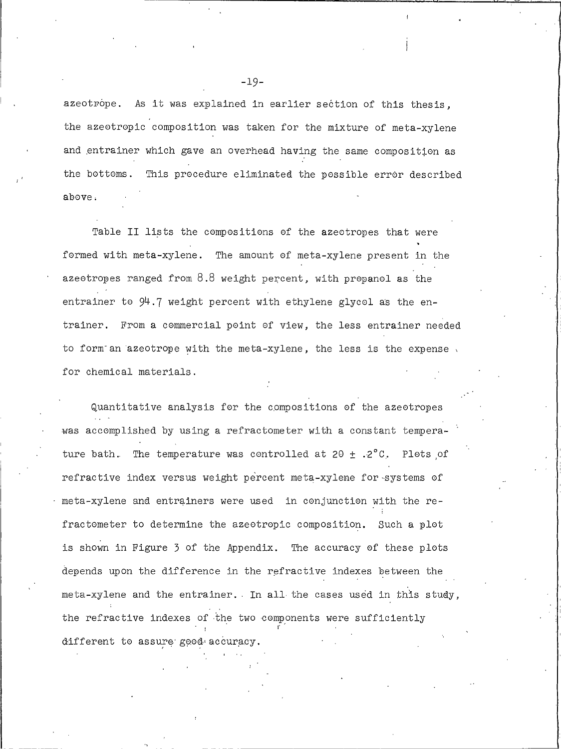azeotrope. As it was explained in earlier section of this thesis, the azeotropic composition was taken for the mixture of meta-xylene and entrainer which gave an overhead having the same composition as the bottoms. This procedure eliminated the possible error described above.

Table II lists the compositions of the azeotropes that were formed with meta-xylene. The amount of meta-xylene present in the azeotropes ranged from 8.8 weight percent, with propanol as the entrainer to 94.7 weight percent with ethylene glycol as the entrainer. From a commercial point of view, the less entrainer needed to form an azeotrope with the meta-xylene, the less is the expense for chemical materials.

Quantitative analysis for the compositions of the azeotropes was accomplished by using a refractometer with a constant temperature bath. The temperature was controlled at 20 ± .2°C. Plots of refractive index versus weight percent meta-xylene for systems of meta-xylene and entrainers were used in conjunction with the refractometer to determine the azeotropic composition. Such a plot is shown in Figure 3 of the Appendix. The accuracy of these plots depends upon the difference in the refractive indexes between the meta-xylene and the entrainer. In all the cases used in this study, the refractive indexes of the two components were sufficiently different to assure good accuracy.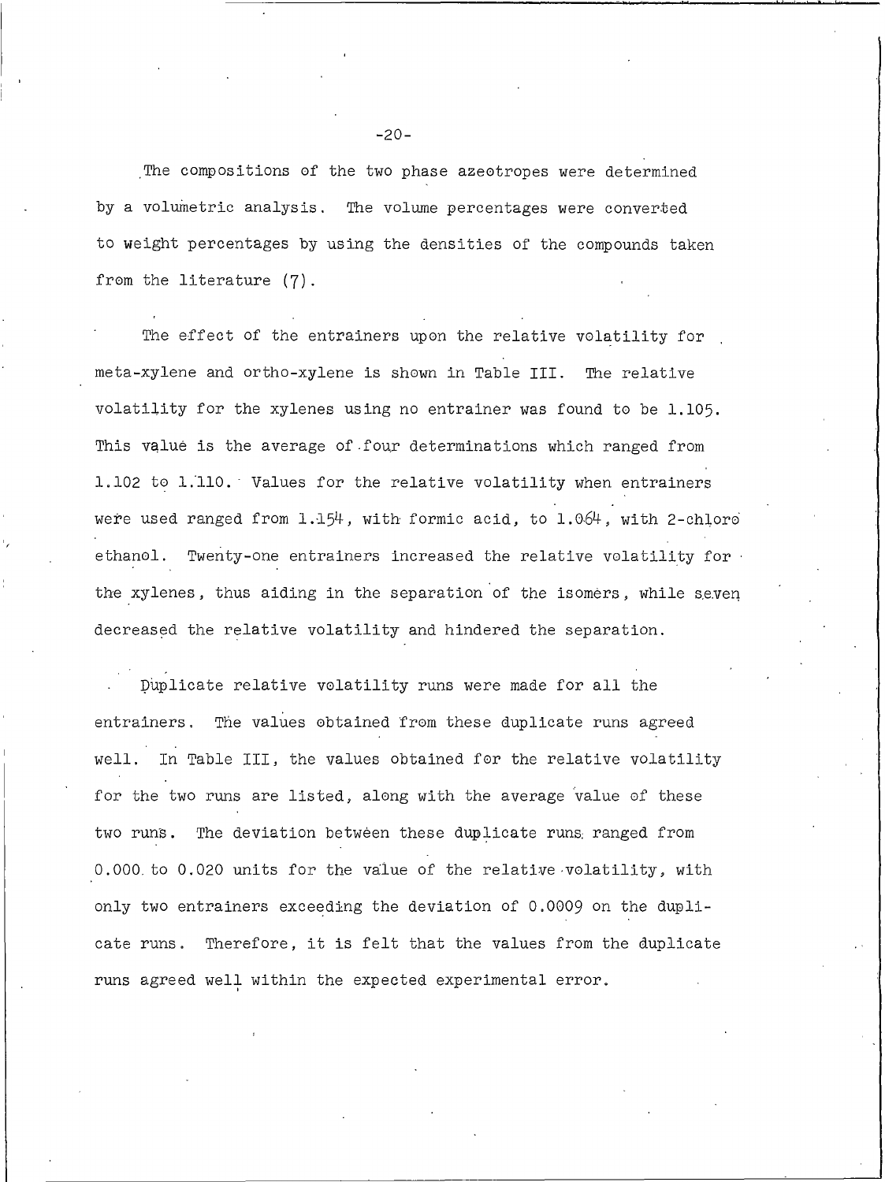The compositions of the two phase azeotropes were determined by a volumetric analysis. The volume percentages were converted to weight percentages by using the densities of the compounds taken from the literature (7).

The effect of the entrainers upon the relative volatility for meta-xylene and ortho-xylene is shown in Table III. The relative volatility for the xylenes using no entrainer was found to be 1.105. This value is the average of four determinations which ranged from 1.102 to 1.110. Values for the relative volatility when entrainers were used ranged from 1.154, with formic acid, to 1.064, with 2-chloro ethanol. Twenty-one entrainers increased the relative volatility for the xylenes, thus aiding in the separation of the isomers, while seven decreased the relative volatility and hindered the separation.

Duplicate relative volatility runs were made for all the entrainers. The values obtained from these duplicate runs agreed well. In Table III, the values obtained for the relative volatility for the two runs are listed, along with the average value of these two runs. The deviation between these duplicate runs ranged from 0.000 to 0.020 units for the value of the relative volatility, with only two entrainers exceeding the deviation of 0.0009 on the duplicate runs. Therefore, it is felt that the values from the duplicate runs agreed well within the expected experimental error.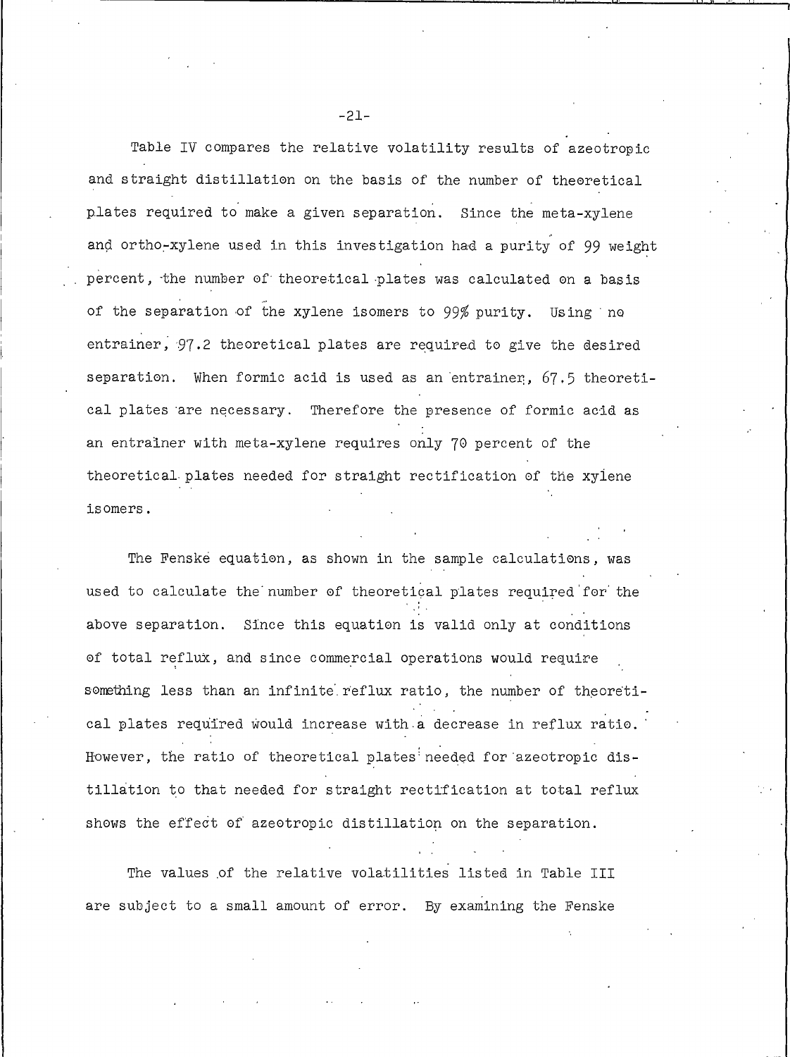Table IV compares the relative volatility results of azeotropic and straight distillation on the basis of the number of theoretical plates required to make a given separation. Since the meta-xylene and ortho-xylene used in this investigation had a purity of 99 weight percent, the number of theoretical plates was calculated on a basis of the separation of the xylene isomers to 99% purity. Using no entrainer, 97.2 theoretical plates are required to give the desired separation. When formic acid is used as an entrainer, 67.5 theoretical plates are necessary. Therefore the presence of formic acid as an entrainer with meta-xylene requires only 70 percent of the theoretical plates needed for straight rectification of the xylene isomers.

The Fenske equation, as shown in the sample calculations, was used to calculate the number of theoretical plates required for the above separation. Since this equation is valid only at conditions of total reflux, and since commercial operations would require something less than an infinite reflux ratio, the number of theoretical plates required would increase with a decrease in reflux ratio. However, the ratio of theoretical plates needed for azeotropic distillation to that needed for straight rectification at total reflux shows the effect of azeotropic distillation on the separation.

The values of the relative volatilities listed in Table III are subject to a small amount of error. By examining the Fenske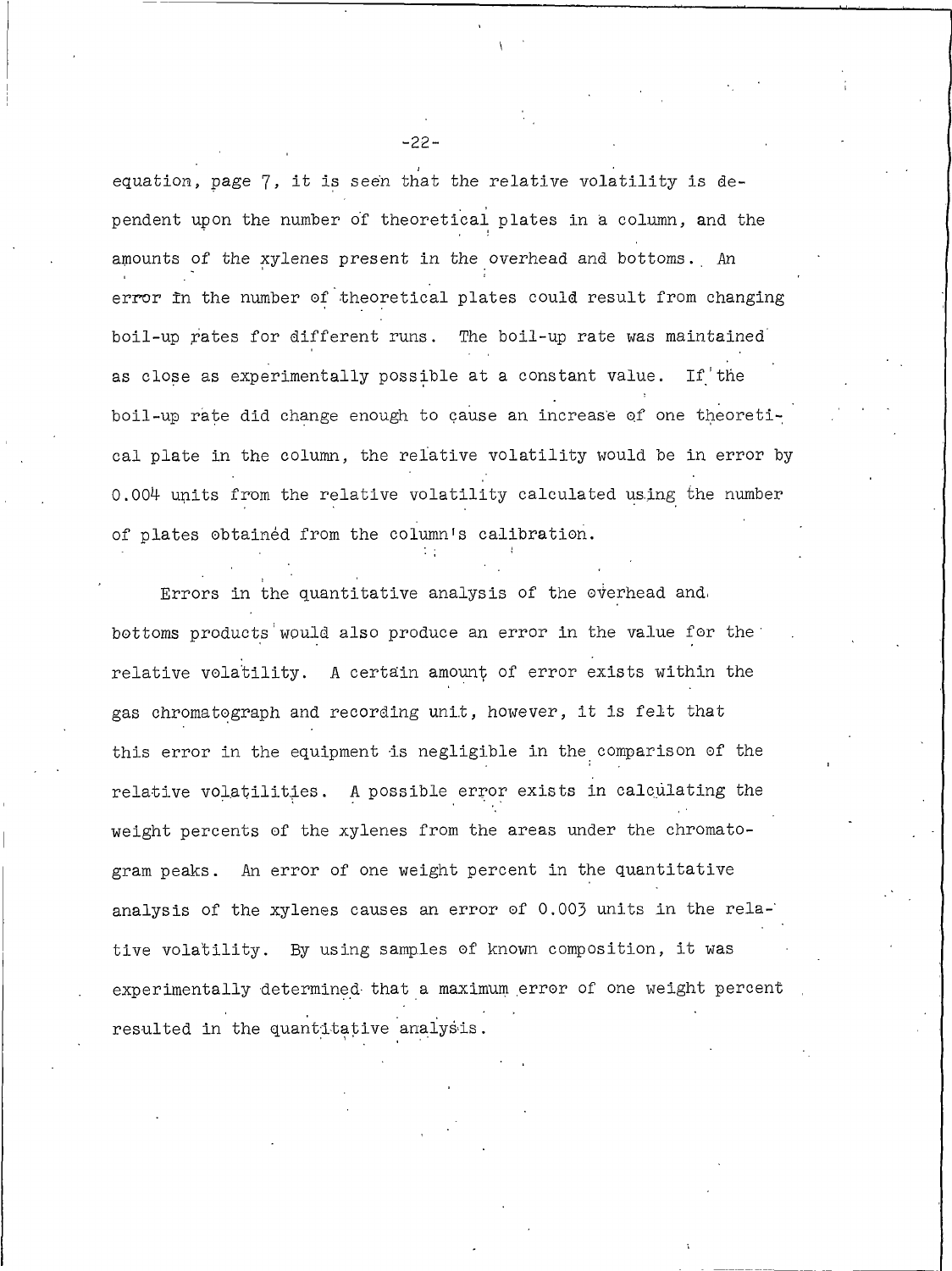equation, page 7, it is seen that the relative volatility is dependent upon the number of theoretical plates in a column, and the amounts of the xylenes present in the overhead and bottoms. An error in the number of theoretical plates could result from changing boil-up rates for different runs. The boil-up rate was maintained as close as experimentally possible at a constant value. If the boil-up rate did change enough to cause an increase of one theoretical plate in the column, the relative volatility would be in error by 0.004 units from the relative volatility calculated using the number of plates obtained from the column's calibration.

Errors in the quantitative analysis of the overhead and bottoms products would also produce an error in the value for the relative volatility. A certain amount of error exists within the gas chromatograph and recording unit, however, it is felt that this error in the equipment is negligible in the comparison of the relative volatilities. A possible error exists in calculating the weight percents of the xylenes from the areas under the chromatogram peaks. An error of one weight percent in the quantitative analysis of the xylenes causes an error of 0.003 units in the relative volatility. By using samples of known composition, it was experimentally determined that a maximum error of one weight percent resulted in the quantitative analysis.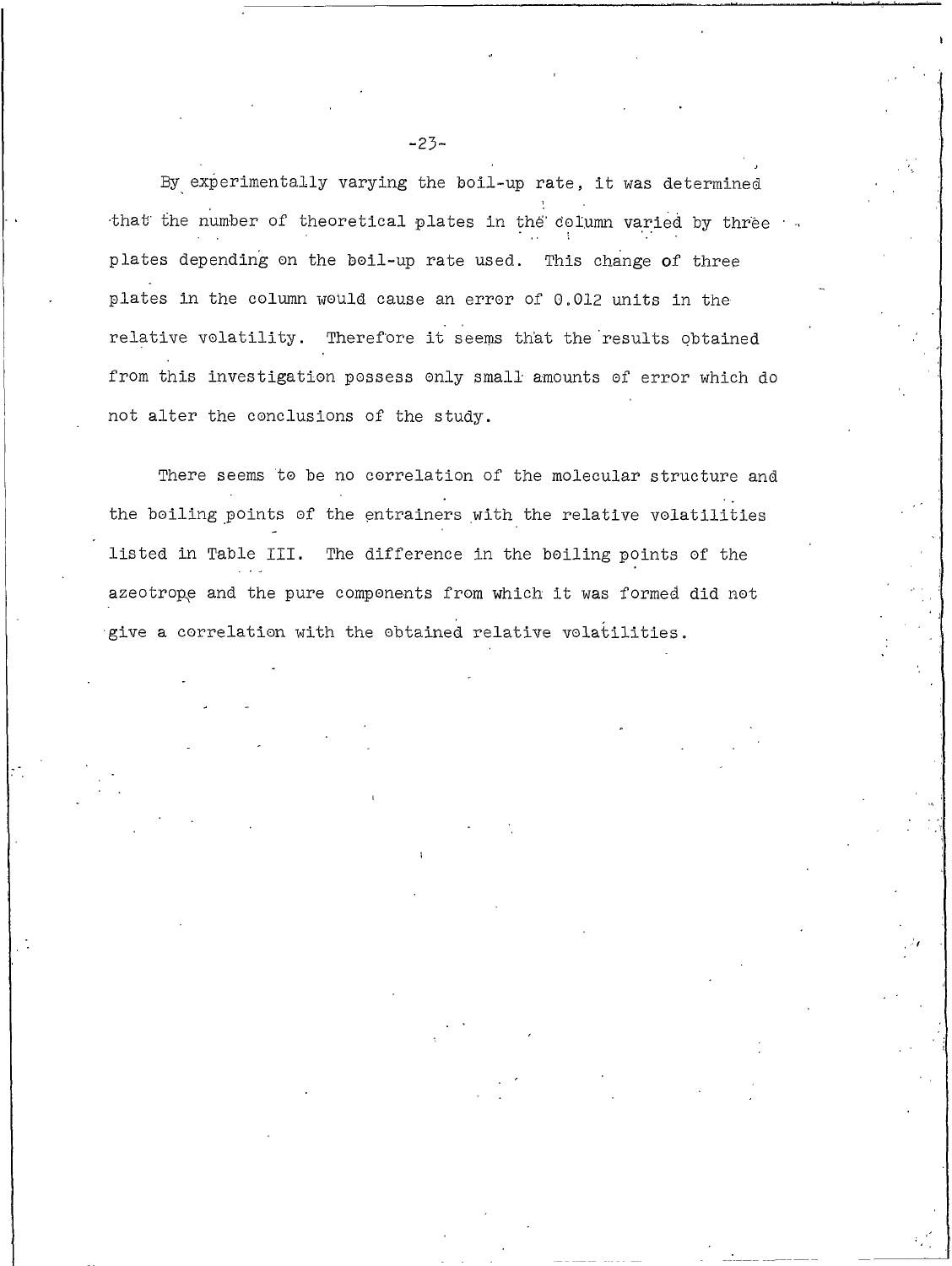By experimentally varying the boil-up rate, it was determined that the number of theoretical plates in the column varied by three plates depending on the boil-up rate used. This change of three plates in the column would cause an error of 0.012 units in the relative volatility. Therefore it seems that the results obtained from this investigation possess only small amounts of error which do not alter the conclusions of the study.

There seems to be no correlation of the molecular structure and the boiling points of the entrainers with the relative volatilities listed in Table III. The difference in the boiling points of the azeotrope and the pure components from which it was formed did not give a correlation with the obtained relative volatilities.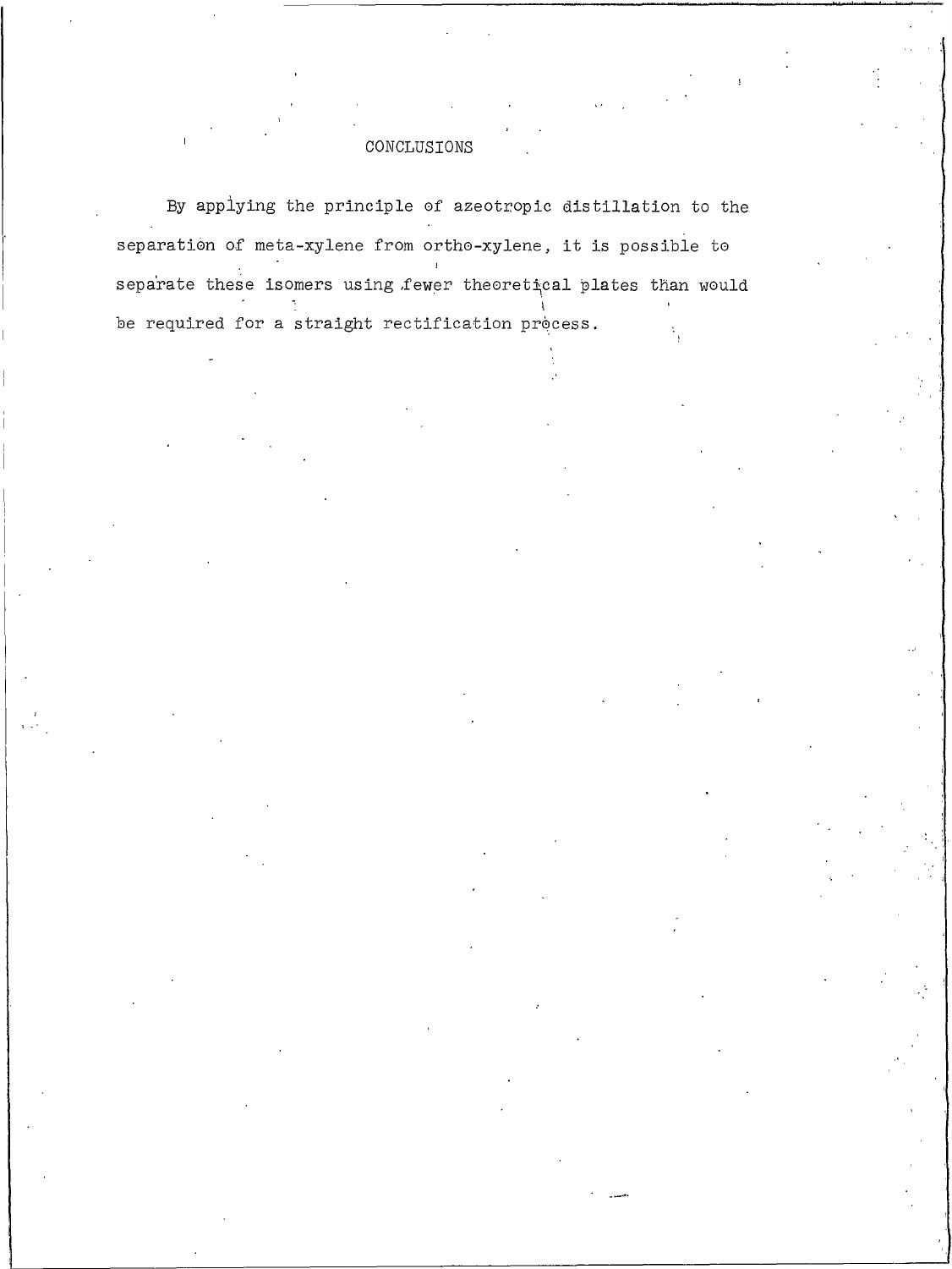# CONCLUSIONS

By applying the principle of azeotropic distillation to the separation of meta-xylene from ortho-xylene, it is possible to separate these isomers using fewer theoretical plates than would be required for a straight rectification process.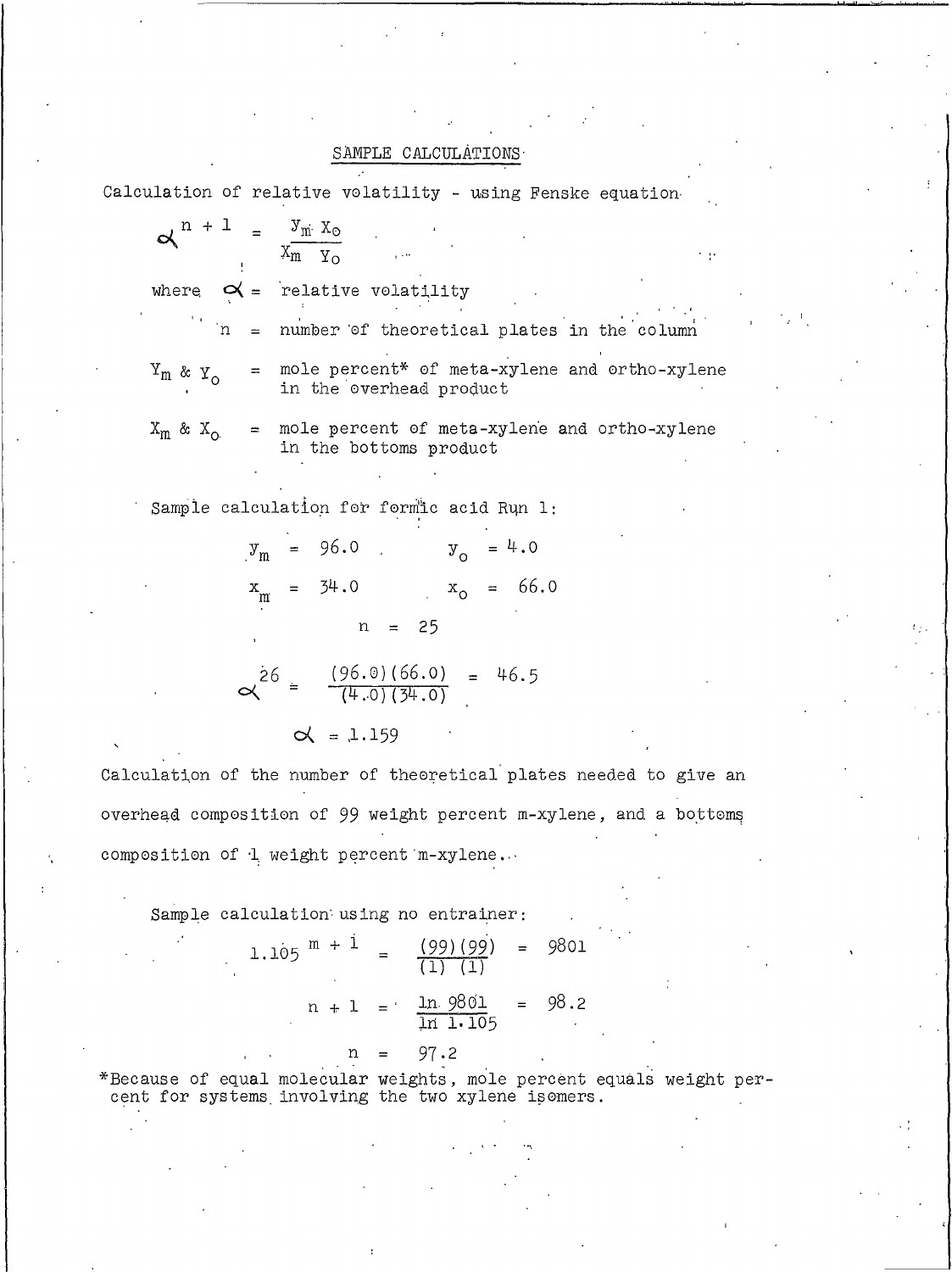## SAMPLE CALCULATIONS

Calculation of relative volatility - using Fenske equation

$$\alpha^{n+1} = \frac{y_m \, X_o}{X_m \; Y_o}$$

where $\alpha$ = relative volatility

$n$ = number of theoretical plates in the column

$Y_m$ & $Y_o$ = mole percent* of meta-xylene and ortho-xylene in the overhead product

$X_m$ & $X_o$ = mole percent of meta-xylene and ortho-xylene in the bottoms product

Sample calculation for formic acid Run 1:

$y_m$ = 96.0 $\qquad$ $y_o$ = 4.0

$x_m$ = 34.0 $\qquad$ $x_o$ = 66.0

$n = 25$

$$\alpha^{26} = \frac{(96.0)(66.0)}{(4.0)(34.0)} = 46.5$$

$$\alpha = 1.159$$

Calculation of the number of theoretical plates needed to give an overhead composition of 99 weight percent m-xylene, and a bottoms composition of 1 weight percent m-xylene.

Sample calculation using no entrainer:

$$1.105^{m+1} = \frac{(99)(99)}{(1)\;(1)} = 9801$$

$$n + 1 = \frac{\ln 9801}{\ln 1.105} = 98.2$$

$$n = 97.2$$

*Because of equal molecular weights, mole percent equals weight percent for systems involving the two xylene isomers.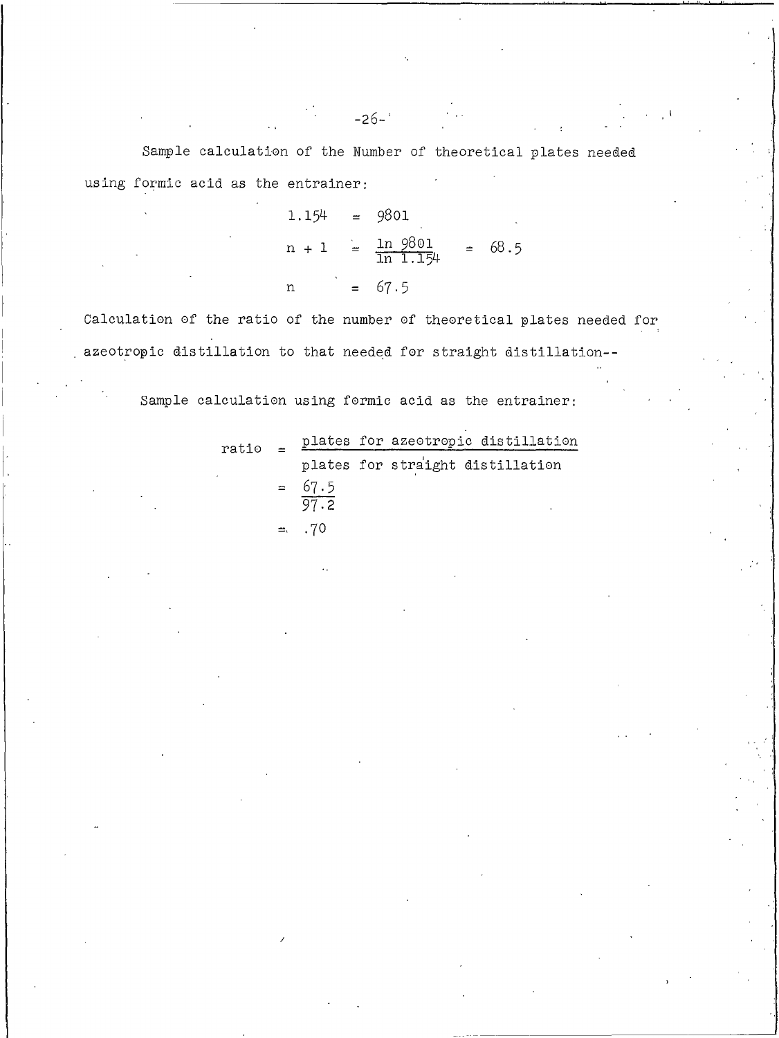Sample calculation of the Number of theoretical plates needed using formic acid as the entrainer:

$$1.154 = 9801$$

$$n + 1 = \frac{\ln 9801}{\ln 1.154} = 68.5$$

$$n = 67.5$$

Calculation of the ratio of the number of theoretical plates needed for azeotropic distillation to that needed for straight distillation--

Sample calculation using formic acid as the entrainer:

$$\text{ratio} = \frac{\text{plates for azeotropic distillation}}{\text{plates for straight distillation}}$$

$$= \frac{67.5}{97.2}$$

$$= .70$$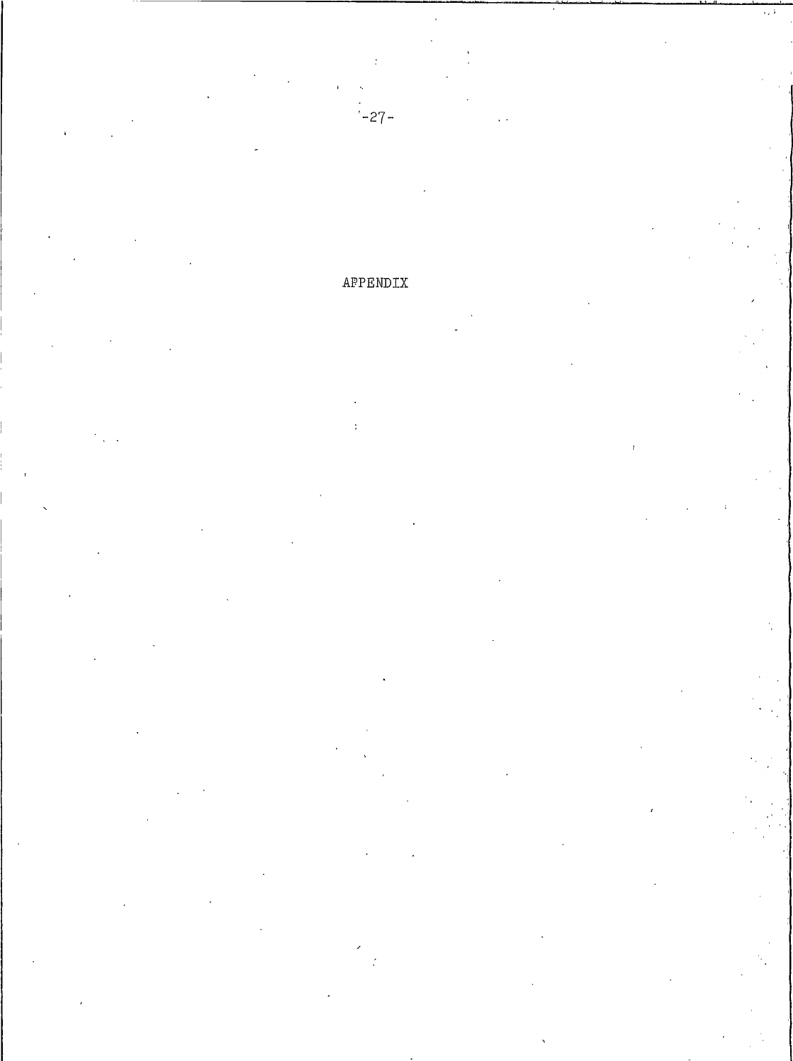# APPENDIX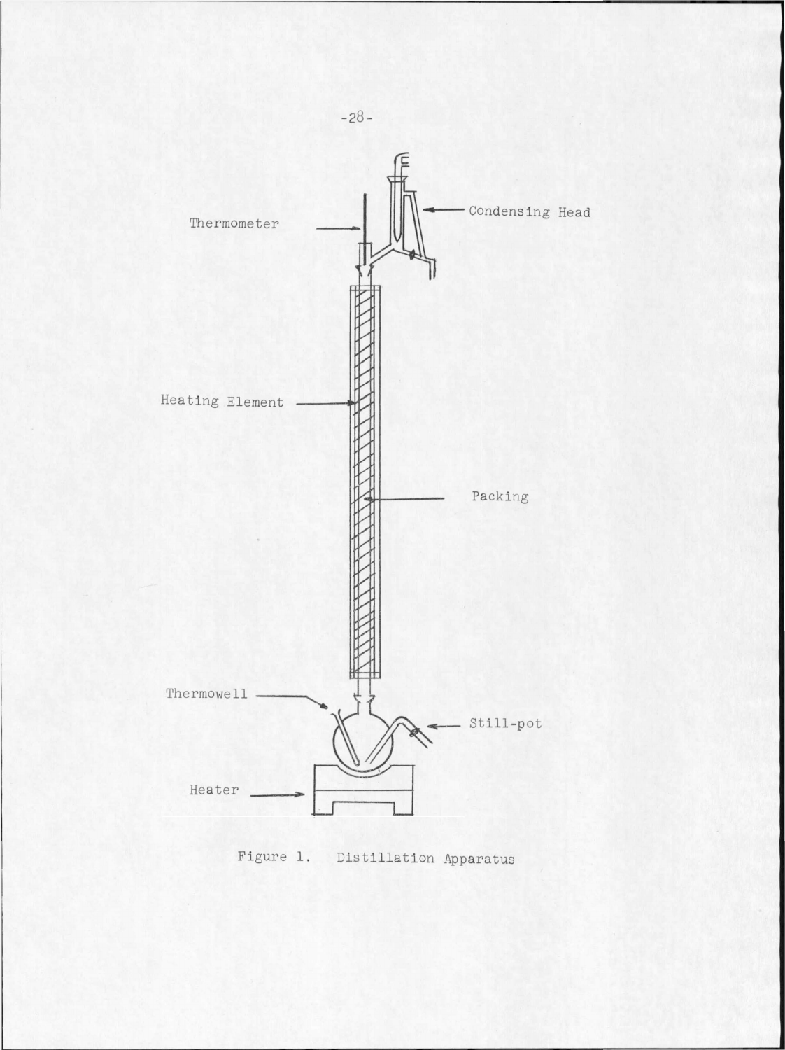Figure 1. Distillation Apparatus